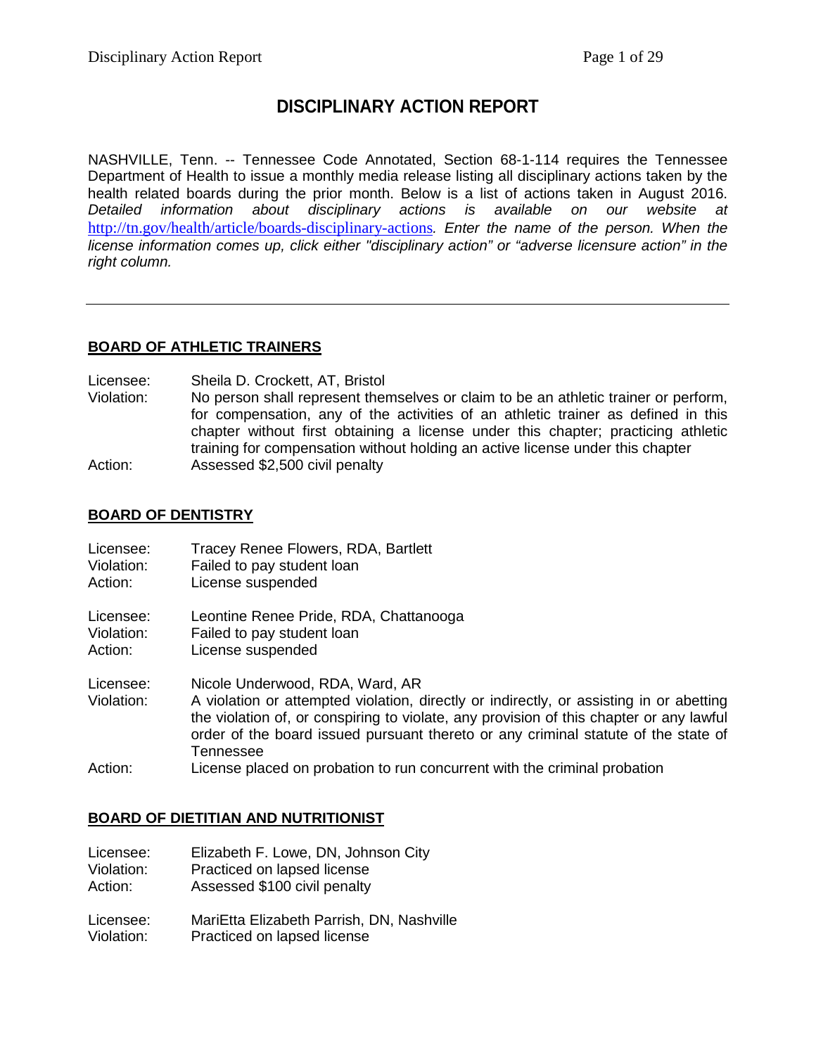# DISCIPLINARY ACTION REPORT

NASHVILLE, Tenn. -- Tennessee Code Annotated, Section 68-1-114 requires the Tennessee Department of Health to issue a monthly media release listing all disciplinary actions taken by the health related boards during the prior month. Below is a list of actions taken in August 2016. *Detailed information about disciplinary actions is available on our website at* http://tn.gov/health/article/boards-disciplinary-actions*. Enter the name of the person. When the license information comes up, click either "disciplinary action" or "adverse licensure action" in the right column.*

---

## BOARD OF ATHLETIC TRAINERS

Licensee: Sheila D. Crockett, AT, Bristol
Violation: No person shall represent themselves or claim to be an athletic trainer or perform, for compensation, any of the activities of an athletic trainer as defined in this chapter without first obtaining a license under this chapter; practicing athletic training for compensation without holding an active license under this chapter
Action: Assessed $2,500 civil penalty

## BOARD OF DENTISTRY

Licensee: Tracey Renee Flowers, RDA, Bartlett
Violation: Failed to pay student loan
Action: License suspended

Licensee: Leontine Renee Pride, RDA, Chattanooga
Violation: Failed to pay student loan
Action: License suspended

Licensee: Nicole Underwood, RDA, Ward, AR
Violation: A violation or attempted violation, directly or indirectly, or assisting in or abetting the violation of, or conspiring to violate, any provision of this chapter or any lawful order of the board issued pursuant thereto or any criminal statute of the state of Tennessee
Action: License placed on probation to run concurrent with the criminal probation

## BOARD OF DIETITIAN AND NUTRITIONIST

Licensee: Elizabeth F. Lowe, DN, Johnson City
Violation: Practiced on lapsed license
Action: Assessed $100 civil penalty

Licensee: MariEtta Elizabeth Parrish, DN, Nashville
Violation: Practiced on lapsed license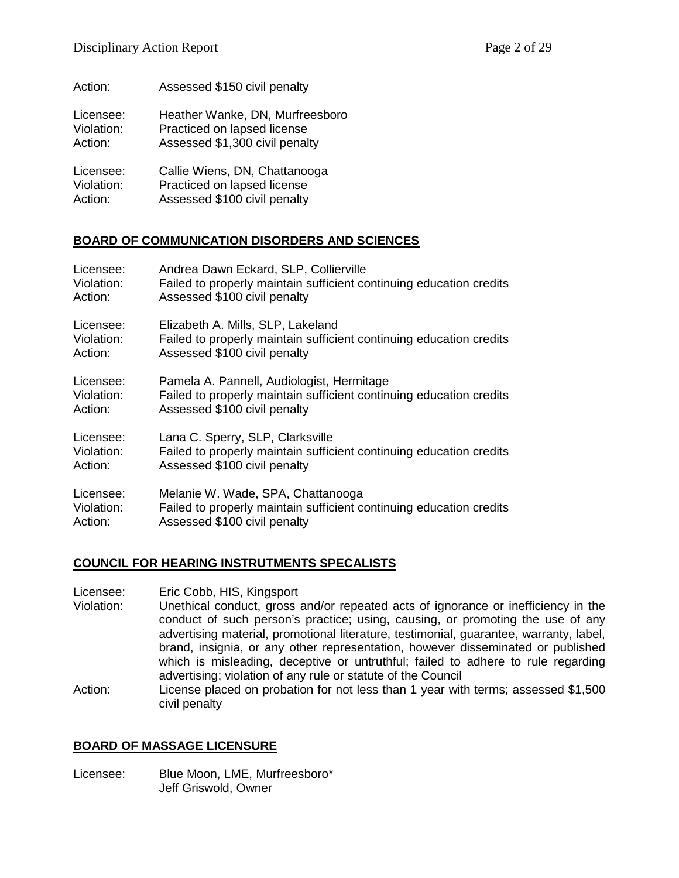Action: Assessed $150 civil penalty

Licensee: Heather Wanke, DN, Murfreesboro
Violation: Practiced on lapsed license
Action: Assessed $1,300 civil penalty

Licensee: Callie Wiens, DN, Chattanooga
Violation: Practiced on lapsed license
Action: Assessed $100 civil penalty

## **BOARD OF COMMUNICATION DISORDERS AND SCIENCES**

Licensee: Andrea Dawn Eckard, SLP, Collierville
Violation: Failed to properly maintain sufficient continuing education credits
Action: Assessed $100 civil penalty

Licensee: Elizabeth A. Mills, SLP, Lakeland
Violation: Failed to properly maintain sufficient continuing education credits
Action: Assessed $100 civil penalty

Licensee: Pamela A. Pannell, Audiologist, Hermitage
Violation: Failed to properly maintain sufficient continuing education credits
Action: Assessed $100 civil penalty

Licensee: Lana C. Sperry, SLP, Clarksville
Violation: Failed to properly maintain sufficient continuing education credits
Action: Assessed $100 civil penalty

Licensee: Melanie W. Wade, SPA, Chattanooga
Violation: Failed to properly maintain sufficient continuing education credits
Action: Assessed $100 civil penalty

## **COUNCIL FOR HEARING INSTRUTMENTS SPECALISTS**

Licensee: Eric Cobb, HIS, Kingsport
Violation: Unethical conduct, gross and/or repeated acts of ignorance or inefficiency in the conduct of such person's practice; using, causing, or promoting the use of any advertising material, promotional literature, testimonial, guarantee, warranty, label, brand, insignia, or any other representation, however disseminated or published which is misleading, deceptive or untruthful; failed to adhere to rule regarding advertising; violation of any rule or statute of the Council
Action: License placed on probation for not less than 1 year with terms; assessed $1,500 civil penalty

## **BOARD OF MASSAGE LICENSURE**

Licensee: Blue Moon, LME, Murfreesboro*
Jeff Griswold, Owner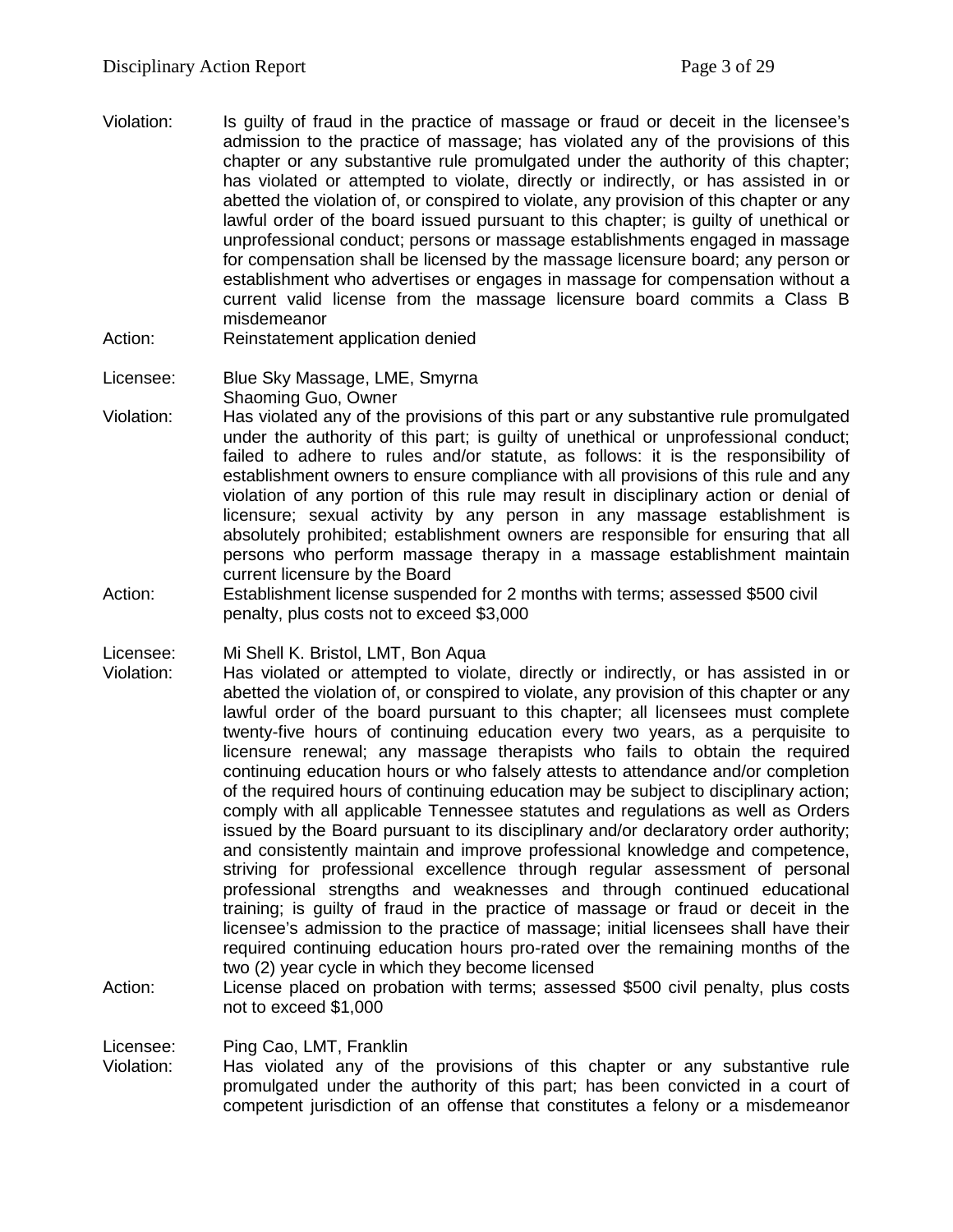Violation: Is guilty of fraud in the practice of massage or fraud or deceit in the licensee's admission to the practice of massage; has violated any of the provisions of this chapter or any substantive rule promulgated under the authority of this chapter; has violated or attempted to violate, directly or indirectly, or has assisted in or abetted the violation of, or conspired to violate, any provision of this chapter or any lawful order of the board issued pursuant to this chapter; is guilty of unethical or unprofessional conduct; persons or massage establishments engaged in massage for compensation shall be licensed by the massage licensure board; any person or establishment who advertises or engages in massage for compensation without a current valid license from the massage licensure board commits a Class B misdemeanor

Action: Reinstatement application denied

Licensee: Blue Sky Massage, LME, Smyrna
Shaoming Guo, Owner

Violation: Has violated any of the provisions of this part or any substantive rule promulgated under the authority of this part; is guilty of unethical or unprofessional conduct; failed to adhere to rules and/or statute, as follows: it is the responsibility of establishment owners to ensure compliance with all provisions of this rule and any violation of any portion of this rule may result in disciplinary action or denial of licensure; sexual activity by any person in any massage establishment is absolutely prohibited; establishment owners are responsible for ensuring that all persons who perform massage therapy in a massage establishment maintain current licensure by the Board

Action: Establishment license suspended for 2 months with terms; assessed $500 civil penalty, plus costs not to exceed $3,000

Licensee: Mi Shell K. Bristol, LMT, Bon Aqua

Violation: Has violated or attempted to violate, directly or indirectly, or has assisted in or abetted the violation of, or conspired to violate, any provision of this chapter or any lawful order of the board pursuant to this chapter; all licensees must complete twenty-five hours of continuing education every two years, as a perquisite to licensure renewal; any massage therapists who fails to obtain the required continuing education hours or who falsely attests to attendance and/or completion of the required hours of continuing education may be subject to disciplinary action; comply with all applicable Tennessee statutes and regulations as well as Orders issued by the Board pursuant to its disciplinary and/or declaratory order authority; and consistently maintain and improve professional knowledge and competence, striving for professional excellence through regular assessment of personal professional strengths and weaknesses and through continued educational training; is guilty of fraud in the practice of massage or fraud or deceit in the licensee's admission to the practice of massage; initial licensees shall have their required continuing education hours pro-rated over the remaining months of the two (2) year cycle in which they become licensed

Action: License placed on probation with terms; assessed $500 civil penalty, plus costs not to exceed $1,000

Licensee: Ping Cao, LMT, Franklin

Violation: Has violated any of the provisions of this chapter or any substantive rule promulgated under the authority of this part; has been convicted in a court of competent jurisdiction of an offense that constitutes a felony or a misdemeanor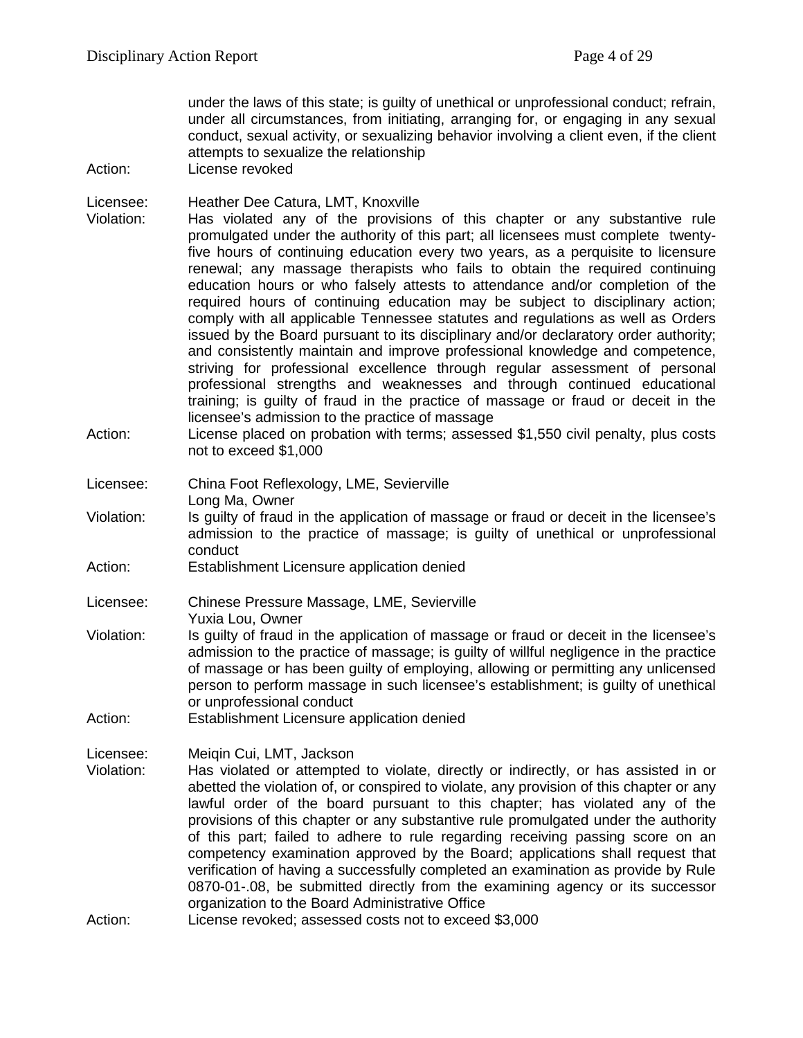under the laws of this state; is guilty of unethical or unprofessional conduct; refrain, under all circumstances, from initiating, arranging for, or engaging in any sexual conduct, sexual activity, or sexualizing behavior involving a client even, if the client attempts to sexualize the relationship

Action: License revoked

Licensee: Heather Dee Catura, LMT, Knoxville

Violation: Has violated any of the provisions of this chapter or any substantive rule promulgated under the authority of this part; all licensees must complete twenty-five hours of continuing education every two years, as a perquisite to licensure renewal; any massage therapists who fails to obtain the required continuing education hours or who falsely attests to attendance and/or completion of the required hours of continuing education may be subject to disciplinary action; comply with all applicable Tennessee statutes and regulations as well as Orders issued by the Board pursuant to its disciplinary and/or declaratory order authority; and consistently maintain and improve professional knowledge and competence, striving for professional excellence through regular assessment of personal professional strengths and weaknesses and through continued educational training; is guilty of fraud in the practice of massage or fraud or deceit in the licensee's admission to the practice of massage

Action: License placed on probation with terms; assessed $1,550 civil penalty, plus costs not to exceed $1,000

Licensee: China Foot Reflexology, LME, Sevierville
Long Ma, Owner

Violation: Is guilty of fraud in the application of massage or fraud or deceit in the licensee's admission to the practice of massage; is guilty of unethical or unprofessional conduct

Action: Establishment Licensure application denied

Licensee: Chinese Pressure Massage, LME, Sevierville
Yuxia Lou, Owner

Violation: Is guilty of fraud in the application of massage or fraud or deceit in the licensee's admission to the practice of massage; is guilty of willful negligence in the practice of massage or has been guilty of employing, allowing or permitting any unlicensed person to perform massage in such licensee's establishment; is guilty of unethical or unprofessional conduct

Action: Establishment Licensure application denied

Licensee: Meiqin Cui, LMT, Jackson

Violation: Has violated or attempted to violate, directly or indirectly, or has assisted in or abetted the violation of, or conspired to violate, any provision of this chapter or any lawful order of the board pursuant to this chapter; has violated any of the provisions of this chapter or any substantive rule promulgated under the authority of this part; failed to adhere to rule regarding receiving passing score on an competency examination approved by the Board; applications shall request that verification of having a successfully completed an examination as provide by Rule 0870-01-.08, be submitted directly from the examining agency or its successor organization to the Board Administrative Office

Action: License revoked; assessed costs not to exceed $3,000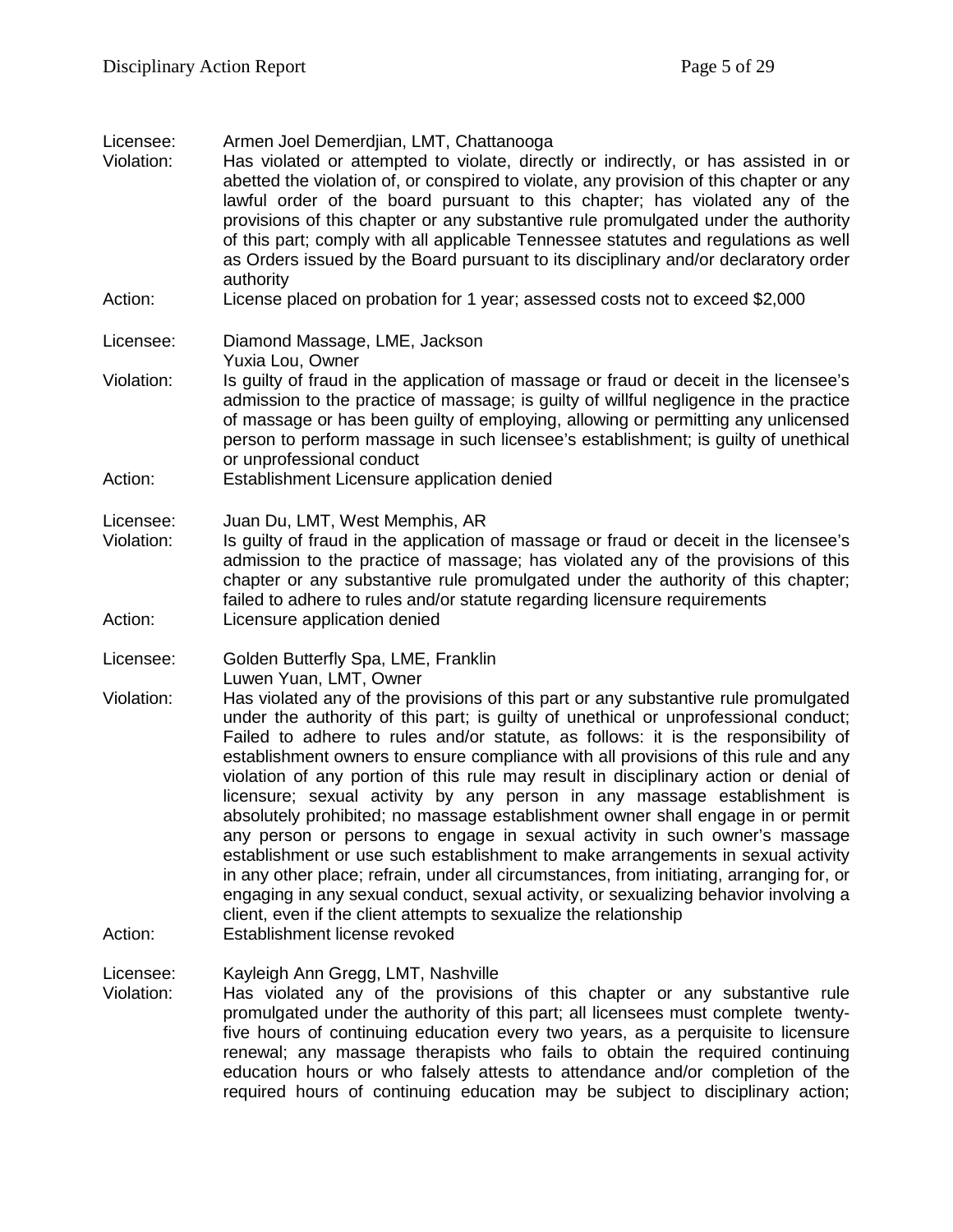Licensee: Armen Joel Demerdjian, LMT, Chattanooga

Violation: Has violated or attempted to violate, directly or indirectly, or has assisted in or abetted the violation of, or conspired to violate, any provision of this chapter or any lawful order of the board pursuant to this chapter; has violated any of the provisions of this chapter or any substantive rule promulgated under the authority of this part; comply with all applicable Tennessee statutes and regulations as well as Orders issued by the Board pursuant to its disciplinary and/or declaratory order authority

Action: License placed on probation for 1 year; assessed costs not to exceed $2,000

Licensee: Diamond Massage, LME, Jackson
Yuxia Lou, Owner

Violation: Is guilty of fraud in the application of massage or fraud or deceit in the licensee's admission to the practice of massage; is guilty of willful negligence in the practice of massage or has been guilty of employing, allowing or permitting any unlicensed person to perform massage in such licensee's establishment; is guilty of unethical or unprofessional conduct

Action: Establishment Licensure application denied

Licensee: Juan Du, LMT, West Memphis, AR

Violation: Is guilty of fraud in the application of massage or fraud or deceit in the licensee's admission to the practice of massage; has violated any of the provisions of this chapter or any substantive rule promulgated under the authority of this chapter; failed to adhere to rules and/or statute regarding licensure requirements

Action: Licensure application denied

Licensee: Golden Butterfly Spa, LME, Franklin
Luwen Yuan, LMT, Owner

Violation: Has violated any of the provisions of this part or any substantive rule promulgated under the authority of this part; is guilty of unethical or unprofessional conduct; Failed to adhere to rules and/or statute, as follows: it is the responsibility of establishment owners to ensure compliance with all provisions of this rule and any violation of any portion of this rule may result in disciplinary action or denial of licensure; sexual activity by any person in any massage establishment is absolutely prohibited; no massage establishment owner shall engage in or permit any person or persons to engage in sexual activity in such owner's massage establishment or use such establishment to make arrangements in sexual activity in any other place; refrain, under all circumstances, from initiating, arranging for, or engaging in any sexual conduct, sexual activity, or sexualizing behavior involving a client, even if the client attempts to sexualize the relationship

Action: Establishment license revoked

Licensee: Kayleigh Ann Gregg, LMT, Nashville

Violation: Has violated any of the provisions of this chapter or any substantive rule promulgated under the authority of this part; all licensees must complete twenty-five hours of continuing education every two years, as a perquisite to licensure renewal; any massage therapists who fails to obtain the required continuing education hours or who falsely attests to attendance and/or completion of the required hours of continuing education may be subject to disciplinary action;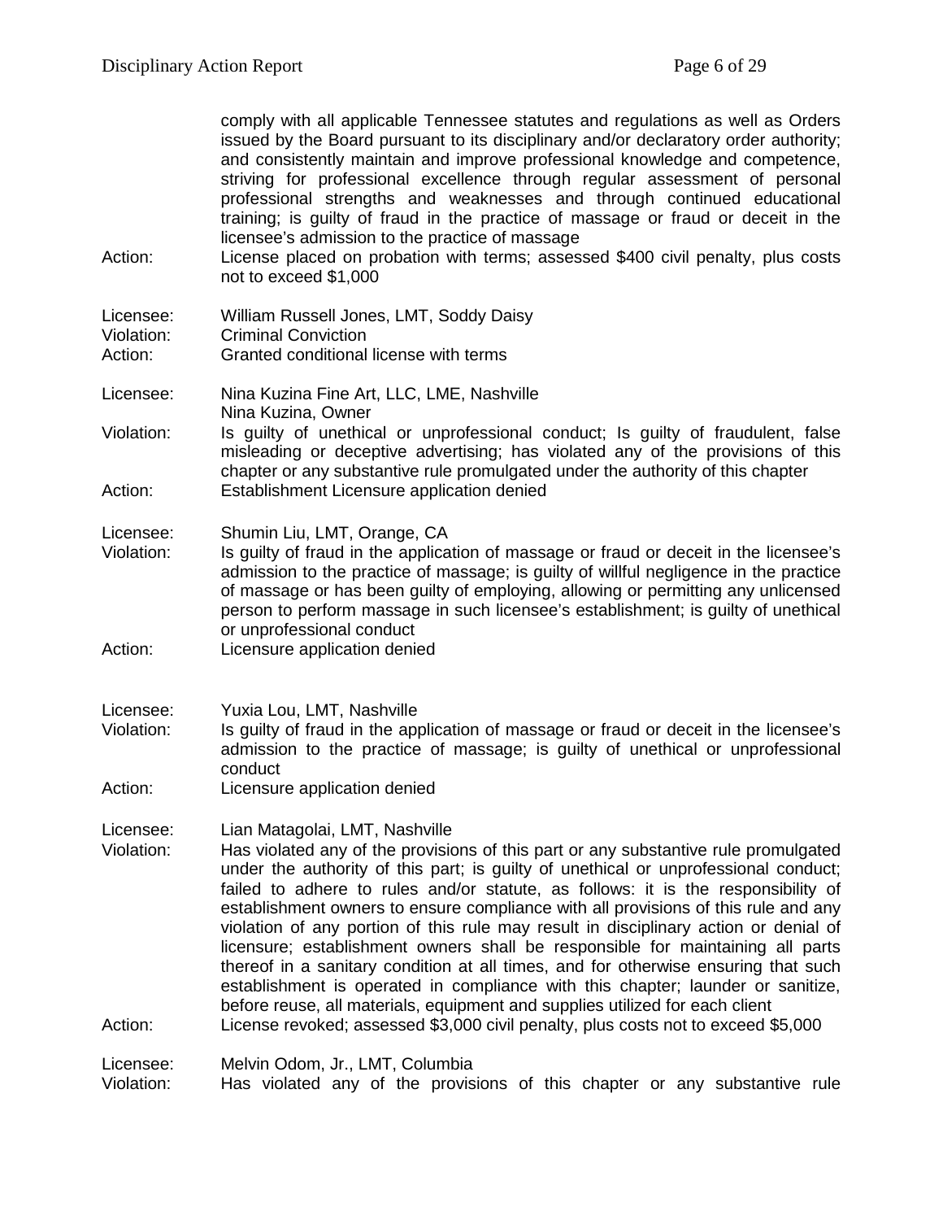comply with all applicable Tennessee statutes and regulations as well as Orders issued by the Board pursuant to its disciplinary and/or declaratory order authority; and consistently maintain and improve professional knowledge and competence, striving for professional excellence through regular assessment of personal professional strengths and weaknesses and through continued educational training; is guilty of fraud in the practice of massage or fraud or deceit in the licensee's admission to the practice of massage

Action: License placed on probation with terms; assessed $400 civil penalty, plus costs not to exceed $1,000

Licensee: William Russell Jones, LMT, Soddy Daisy
Violation: Criminal Conviction
Action: Granted conditional license with terms

Licensee: Nina Kuzina Fine Art, LLC, LME, Nashville
Nina Kuzina, Owner
Violation: Is guilty of unethical or unprofessional conduct; Is guilty of fraudulent, false misleading or deceptive advertising; has violated any of the provisions of this chapter or any substantive rule promulgated under the authority of this chapter
Action: Establishment Licensure application denied

Licensee: Shumin Liu, LMT, Orange, CA
Violation: Is guilty of fraud in the application of massage or fraud or deceit in the licensee's admission to the practice of massage; is guilty of willful negligence in the practice of massage or has been guilty of employing, allowing or permitting any unlicensed person to perform massage in such licensee's establishment; is guilty of unethical or unprofessional conduct
Action: Licensure application denied

Licensee: Yuxia Lou, LMT, Nashville
Violation: Is guilty of fraud in the application of massage or fraud or deceit in the licensee's admission to the practice of massage; is guilty of unethical or unprofessional conduct
Action: Licensure application denied

Licensee: Lian Matagolai, LMT, Nashville
Violation: Has violated any of the provisions of this part or any substantive rule promulgated under the authority of this part; is guilty of unethical or unprofessional conduct; failed to adhere to rules and/or statute, as follows: it is the responsibility of establishment owners to ensure compliance with all provisions of this rule and any violation of any portion of this rule may result in disciplinary action or denial of licensure; establishment owners shall be responsible for maintaining all parts thereof in a sanitary condition at all times, and for otherwise ensuring that such establishment is operated in compliance with this chapter; launder or sanitize, before reuse, all materials, equipment and supplies utilized for each client
Action: License revoked; assessed $3,000 civil penalty, plus costs not to exceed $5,000

Licensee: Melvin Odom, Jr., LMT, Columbia
Violation: Has violated any of the provisions of this chapter or any substantive rule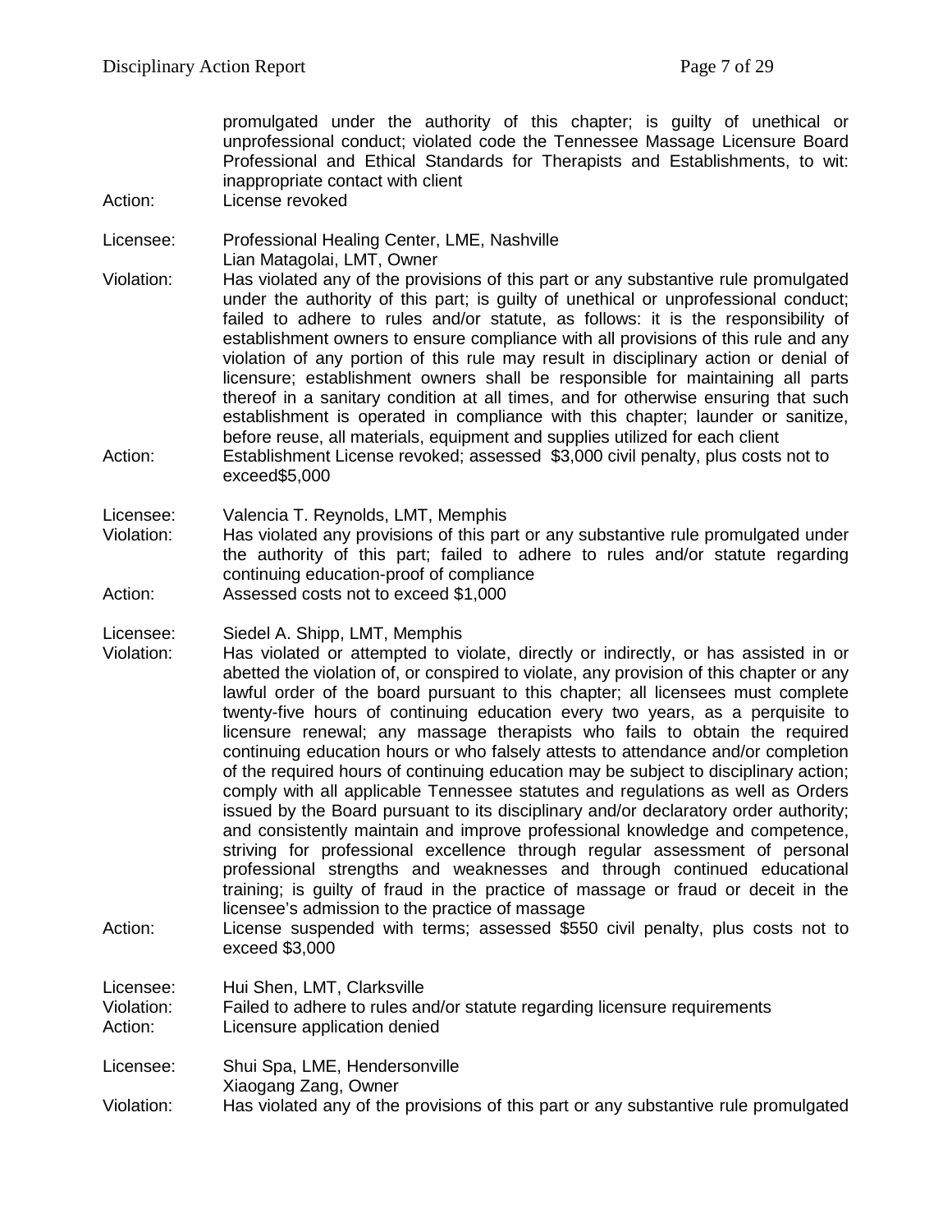promulgated under the authority of this chapter; is guilty of unethical or unprofessional conduct; violated code the Tennessee Massage Licensure Board Professional and Ethical Standards for Therapists and Establishments, to wit: inappropriate contact with client

Action: License revoked

Licensee: Professional Healing Center, LME, Nashville
Lian Matagolai, LMT, Owner

Violation: Has violated any of the provisions of this part or any substantive rule promulgated under the authority of this part; is guilty of unethical or unprofessional conduct; failed to adhere to rules and/or statute, as follows: it is the responsibility of establishment owners to ensure compliance with all provisions of this rule and any violation of any portion of this rule may result in disciplinary action or denial of licensure; establishment owners shall be responsible for maintaining all parts thereof in a sanitary condition at all times, and for otherwise ensuring that such establishment is operated in compliance with this chapter; launder or sanitize, before reuse, all materials, equipment and supplies utilized for each client

Action: Establishment License revoked; assessed $3,000 civil penalty, plus costs not to exceed$5,000

Licensee: Valencia T. Reynolds, LMT, Memphis

Violation: Has violated any provisions of this part or any substantive rule promulgated under the authority of this part; failed to adhere to rules and/or statute regarding continuing education-proof of compliance

Action: Assessed costs not to exceed $1,000

Licensee: Siedel A. Shipp, LMT, Memphis

Violation: Has violated or attempted to violate, directly or indirectly, or has assisted in or abetted the violation of, or conspired to violate, any provision of this chapter or any lawful order of the board pursuant to this chapter; all licensees must complete twenty-five hours of continuing education every two years, as a perquisite to licensure renewal; any massage therapists who fails to obtain the required continuing education hours or who falsely attests to attendance and/or completion of the required hours of continuing education may be subject to disciplinary action; comply with all applicable Tennessee statutes and regulations as well as Orders issued by the Board pursuant to its disciplinary and/or declaratory order authority; and consistently maintain and improve professional knowledge and competence, striving for professional excellence through regular assessment of personal professional strengths and weaknesses and through continued educational training; is guilty of fraud in the practice of massage or fraud or deceit in the licensee's admission to the practice of massage

Action: License suspended with terms; assessed $550 civil penalty, plus costs not to exceed $3,000

Licensee: Hui Shen, LMT, Clarksville

Violation: Failed to adhere to rules and/or statute regarding licensure requirements

Action: Licensure application denied

Licensee: Shui Spa, LME, Hendersonville
Xiaogang Zang, Owner

Violation: Has violated any of the provisions of this part or any substantive rule promulgated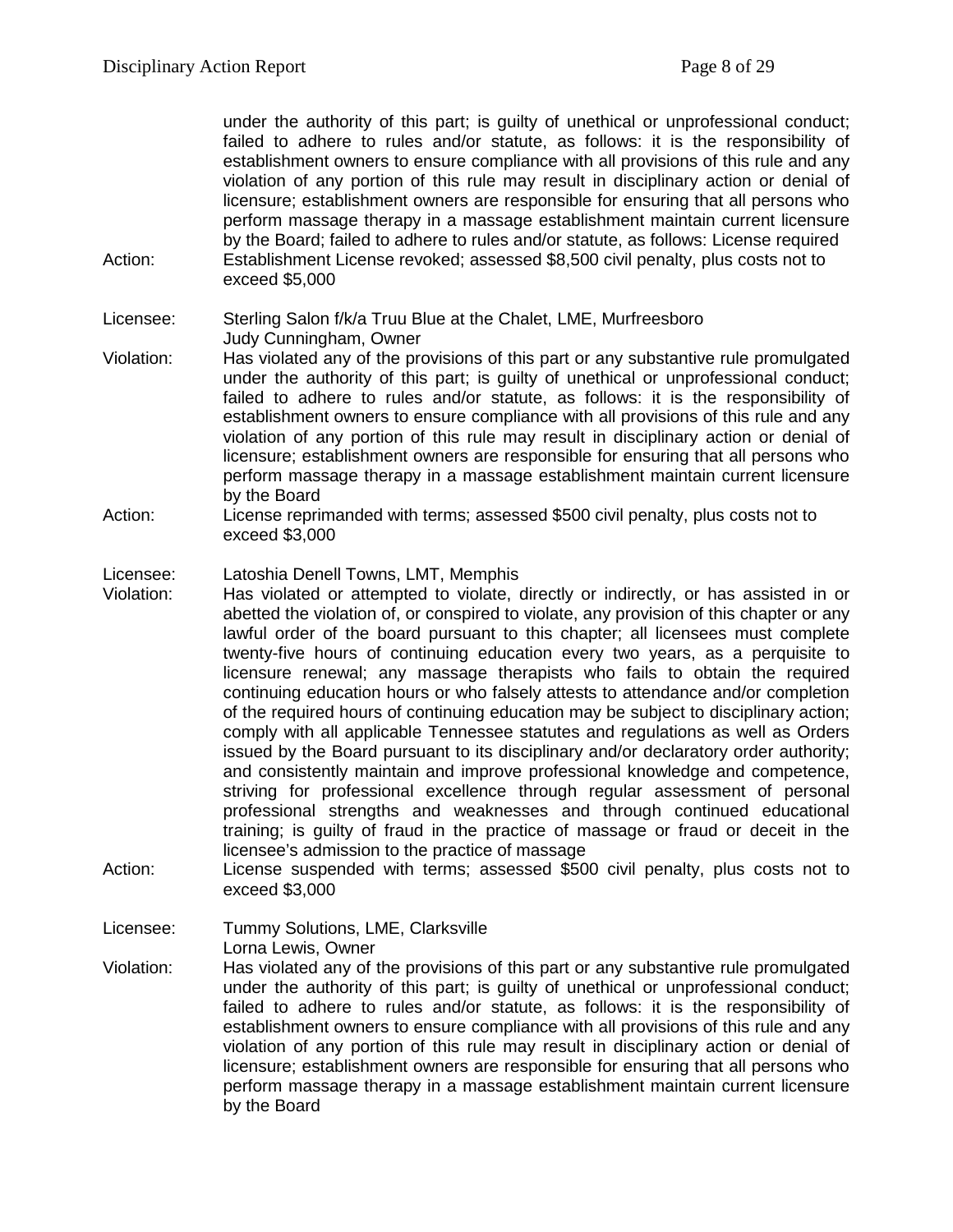under the authority of this part; is guilty of unethical or unprofessional conduct; failed to adhere to rules and/or statute, as follows: it is the responsibility of establishment owners to ensure compliance with all provisions of this rule and any violation of any portion of this rule may result in disciplinary action or denial of licensure; establishment owners are responsible for ensuring that all persons who perform massage therapy in a massage establishment maintain current licensure by the Board; failed to adhere to rules and/or statute, as follows: License required

Action: Establishment License revoked; assessed $8,500 civil penalty, plus costs not to exceed $5,000

Licensee: Sterling Salon f/k/a Truu Blue at the Chalet, LME, Murfreesboro
Judy Cunningham, Owner

Violation: Has violated any of the provisions of this part or any substantive rule promulgated under the authority of this part; is guilty of unethical or unprofessional conduct; failed to adhere to rules and/or statute, as follows: it is the responsibility of establishment owners to ensure compliance with all provisions of this rule and any violation of any portion of this rule may result in disciplinary action or denial of licensure; establishment owners are responsible for ensuring that all persons who perform massage therapy in a massage establishment maintain current licensure by the Board

Action: License reprimanded with terms; assessed $500 civil penalty, plus costs not to exceed $3,000

Licensee: Latoshia Denell Towns, LMT, Memphis

Violation: Has violated or attempted to violate, directly or indirectly, or has assisted in or abetted the violation of, or conspired to violate, any provision of this chapter or any lawful order of the board pursuant to this chapter; all licensees must complete twenty-five hours of continuing education every two years, as a perquisite to licensure renewal; any massage therapists who fails to obtain the required continuing education hours or who falsely attests to attendance and/or completion of the required hours of continuing education may be subject to disciplinary action; comply with all applicable Tennessee statutes and regulations as well as Orders issued by the Board pursuant to its disciplinary and/or declaratory order authority; and consistently maintain and improve professional knowledge and competence, striving for professional excellence through regular assessment of personal professional strengths and weaknesses and through continued educational training; is guilty of fraud in the practice of massage or fraud or deceit in the licensee's admission to the practice of massage

Action: License suspended with terms; assessed $500 civil penalty, plus costs not to exceed $3,000

Licensee: Tummy Solutions, LME, Clarksville
Lorna Lewis, Owner

Violation: Has violated any of the provisions of this part or any substantive rule promulgated under the authority of this part; is guilty of unethical or unprofessional conduct; failed to adhere to rules and/or statute, as follows: it is the responsibility of establishment owners to ensure compliance with all provisions of this rule and any violation of any portion of this rule may result in disciplinary action or denial of licensure; establishment owners are responsible for ensuring that all persons who perform massage therapy in a massage establishment maintain current licensure by the Board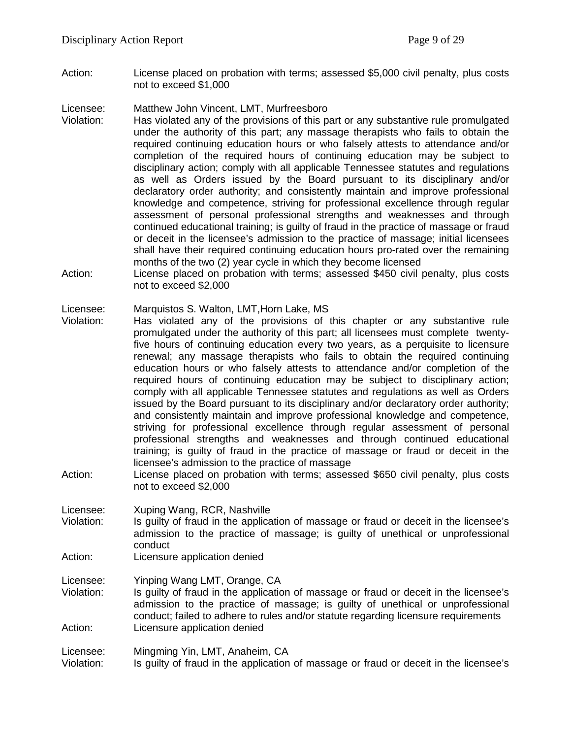Action: License placed on probation with terms; assessed $5,000 civil penalty, plus costs not to exceed $1,000

Licensee: Matthew John Vincent, LMT, Murfreesboro
Violation: Has violated any of the provisions of this part or any substantive rule promulgated under the authority of this part; any massage therapists who fails to obtain the required continuing education hours or who falsely attests to attendance and/or completion of the required hours of continuing education may be subject to disciplinary action; comply with all applicable Tennessee statutes and regulations as well as Orders issued by the Board pursuant to its disciplinary and/or declaratory order authority; and consistently maintain and improve professional knowledge and competence, striving for professional excellence through regular assessment of personal professional strengths and weaknesses and through continued educational training; is guilty of fraud in the practice of massage or fraud or deceit in the licensee's admission to the practice of massage; initial licensees shall have their required continuing education hours pro-rated over the remaining months of the two (2) year cycle in which they become licensed
Action: License placed on probation with terms; assessed $450 civil penalty, plus costs not to exceed $2,000

Licensee: Marquistos S. Walton, LMT,Horn Lake, MS
Violation: Has violated any of the provisions of this chapter or any substantive rule promulgated under the authority of this part; all licensees must complete twenty-five hours of continuing education every two years, as a perquisite to licensure renewal; any massage therapists who fails to obtain the required continuing education hours or who falsely attests to attendance and/or completion of the required hours of continuing education may be subject to disciplinary action; comply with all applicable Tennessee statutes and regulations as well as Orders issued by the Board pursuant to its disciplinary and/or declaratory order authority; and consistently maintain and improve professional knowledge and competence, striving for professional excellence through regular assessment of personal professional strengths and weaknesses and through continued educational training; is guilty of fraud in the practice of massage or fraud or deceit in the licensee's admission to the practice of massage
Action: License placed on probation with terms; assessed $650 civil penalty, plus costs not to exceed $2,000

Licensee: Xuping Wang, RCR, Nashville
Violation: Is guilty of fraud in the application of massage or fraud or deceit in the licensee's admission to the practice of massage; is guilty of unethical or unprofessional conduct
Action: Licensure application denied

Licensee: Yinping Wang LMT, Orange, CA
Violation: Is guilty of fraud in the application of massage or fraud or deceit in the licensee's admission to the practice of massage; is guilty of unethical or unprofessional conduct; failed to adhere to rules and/or statute regarding licensure requirements
Action: Licensure application denied

Licensee: Mingming Yin, LMT, Anaheim, CA
Violation: Is guilty of fraud in the application of massage or fraud or deceit in the licensee's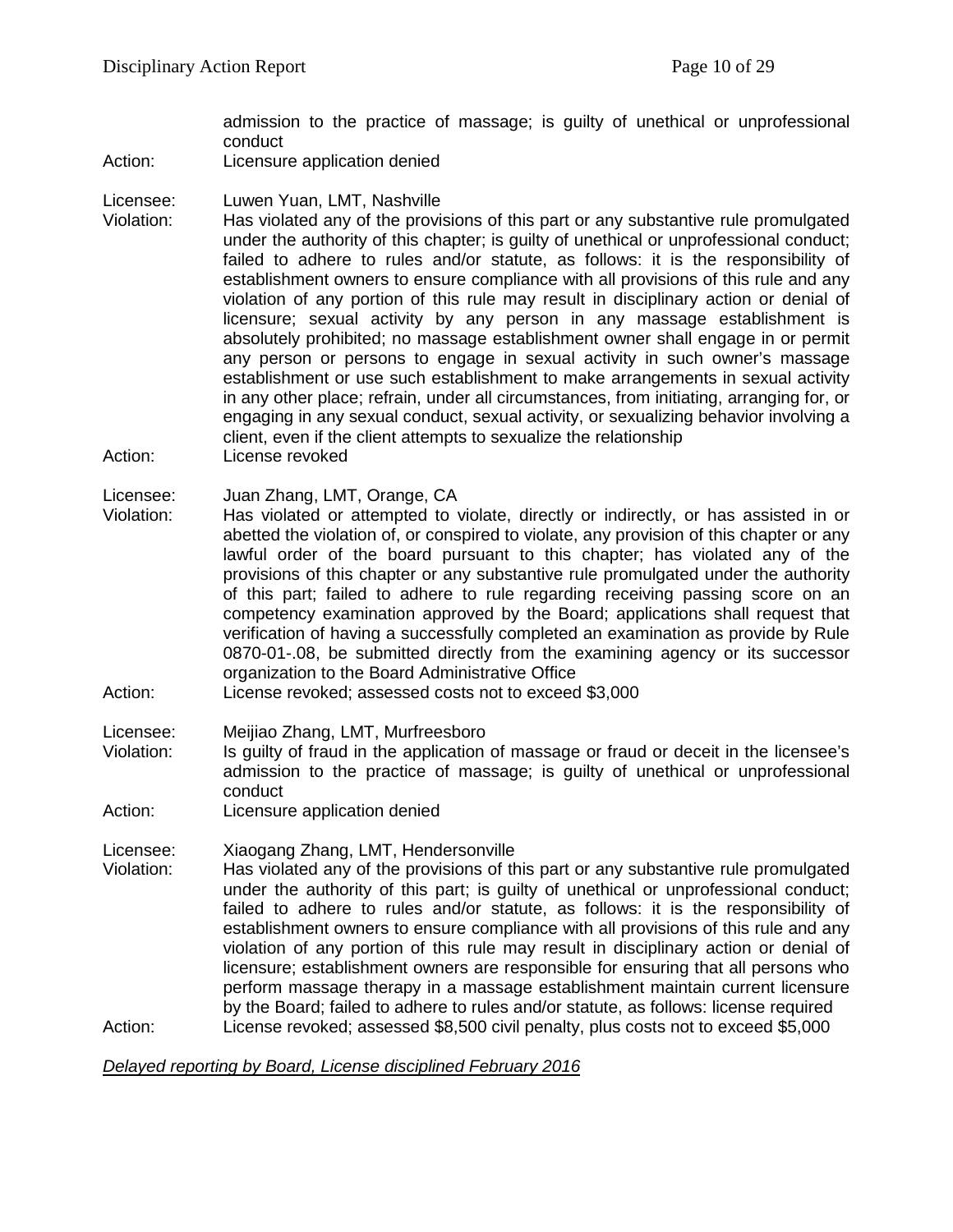admission to the practice of massage; is guilty of unethical or unprofessional conduct

Action: Licensure application denied

Licensee: Luwen Yuan, LMT, Nashville

Violation: Has violated any of the provisions of this part or any substantive rule promulgated under the authority of this chapter; is guilty of unethical or unprofessional conduct; failed to adhere to rules and/or statute, as follows: it is the responsibility of establishment owners to ensure compliance with all provisions of this rule and any violation of any portion of this rule may result in disciplinary action or denial of licensure; sexual activity by any person in any massage establishment is absolutely prohibited; no massage establishment owner shall engage in or permit any person or persons to engage in sexual activity in such owner's massage establishment or use such establishment to make arrangements in sexual activity in any other place; refrain, under all circumstances, from initiating, arranging for, or engaging in any sexual conduct, sexual activity, or sexualizing behavior involving a client, even if the client attempts to sexualize the relationship

Action: License revoked

Licensee: Juan Zhang, LMT, Orange, CA

Violation: Has violated or attempted to violate, directly or indirectly, or has assisted in or abetted the violation of, or conspired to violate, any provision of this chapter or any lawful order of the board pursuant to this chapter; has violated any of the provisions of this chapter or any substantive rule promulgated under the authority of this part; failed to adhere to rule regarding receiving passing score on an competency examination approved by the Board; applications shall request that verification of having a successfully completed an examination as provide by Rule 0870-01-.08, be submitted directly from the examining agency or its successor organization to the Board Administrative Office

Action: License revoked; assessed costs not to exceed $3,000

Licensee: Meijiao Zhang, LMT, Murfreesboro

Violation: Is guilty of fraud in the application of massage or fraud or deceit in the licensee's admission to the practice of massage; is guilty of unethical or unprofessional conduct

Action: Licensure application denied

Licensee: Xiaogang Zhang, LMT, Hendersonville

Violation: Has violated any of the provisions of this part or any substantive rule promulgated under the authority of this part; is guilty of unethical or unprofessional conduct; failed to adhere to rules and/or statute, as follows: it is the responsibility of establishment owners to ensure compliance with all provisions of this rule and any violation of any portion of this rule may result in disciplinary action or denial of licensure; establishment owners are responsible for ensuring that all persons who perform massage therapy in a massage establishment maintain current licensure by the Board; failed to adhere to rules and/or statute, as follows: license required

Action: License revoked; assessed $8,500 civil penalty, plus costs not to exceed $5,000

*Delayed reporting by Board, License disciplined February 2016*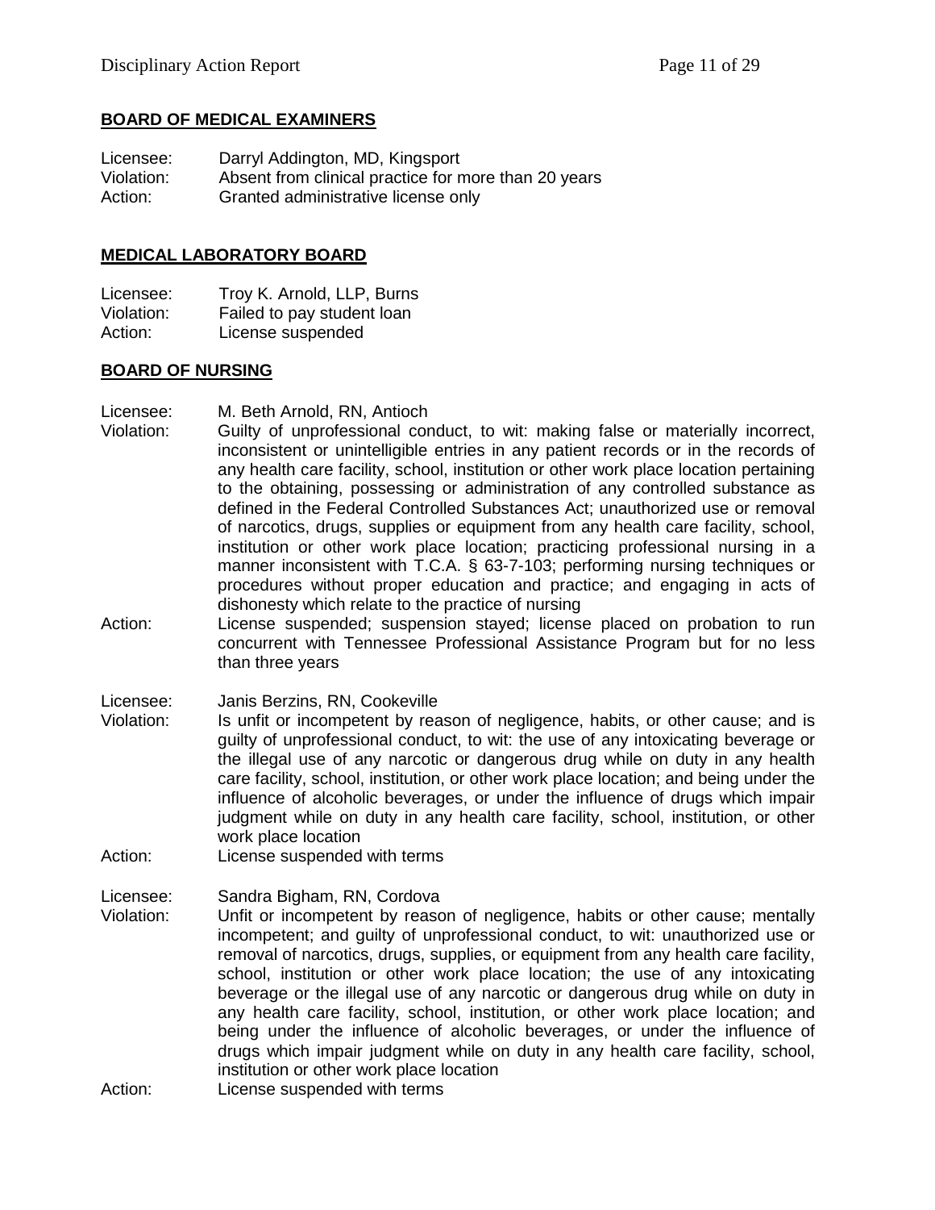## BOARD OF MEDICAL EXAMINERS

Licensee: Darryl Addington, MD, Kingsport
Violation: Absent from clinical practice for more than 20 years
Action: Granted administrative license only

## MEDICAL LABORATORY BOARD

Licensee: Troy K. Arnold, LLP, Burns
Violation: Failed to pay student loan
Action: License suspended

## BOARD OF NURSING

Licensee: M. Beth Arnold, RN, Antioch
Violation: Guilty of unprofessional conduct, to wit: making false or materially incorrect, inconsistent or unintelligible entries in any patient records or in the records of any health care facility, school, institution or other work place location pertaining to the obtaining, possessing or administration of any controlled substance as defined in the Federal Controlled Substances Act; unauthorized use or removal of narcotics, drugs, supplies or equipment from any health care facility, school, institution or other work place location; practicing professional nursing in a manner inconsistent with T.C.A. § 63-7-103; performing nursing techniques or procedures without proper education and practice; and engaging in acts of dishonesty which relate to the practice of nursing
Action: License suspended; suspension stayed; license placed on probation to run concurrent with Tennessee Professional Assistance Program but for no less than three years

Licensee: Janis Berzins, RN, Cookeville
Violation: Is unfit or incompetent by reason of negligence, habits, or other cause; and is guilty of unprofessional conduct, to wit: the use of any intoxicating beverage or the illegal use of any narcotic or dangerous drug while on duty in any health care facility, school, institution, or other work place location; and being under the influence of alcoholic beverages, or under the influence of drugs which impair judgment while on duty in any health care facility, school, institution, or other work place location
Action: License suspended with terms

Licensee: Sandra Bigham, RN, Cordova
Violation: Unfit or incompetent by reason of negligence, habits or other cause; mentally incompetent; and guilty of unprofessional conduct, to wit: unauthorized use or removal of narcotics, drugs, supplies, or equipment from any health care facility, school, institution or other work place location; the use of any intoxicating beverage or the illegal use of any narcotic or dangerous drug while on duty in any health care facility, school, institution, or other work place location; and being under the influence of alcoholic beverages, or under the influence of drugs which impair judgment while on duty in any health care facility, school, institution or other work place location
Action: License suspended with terms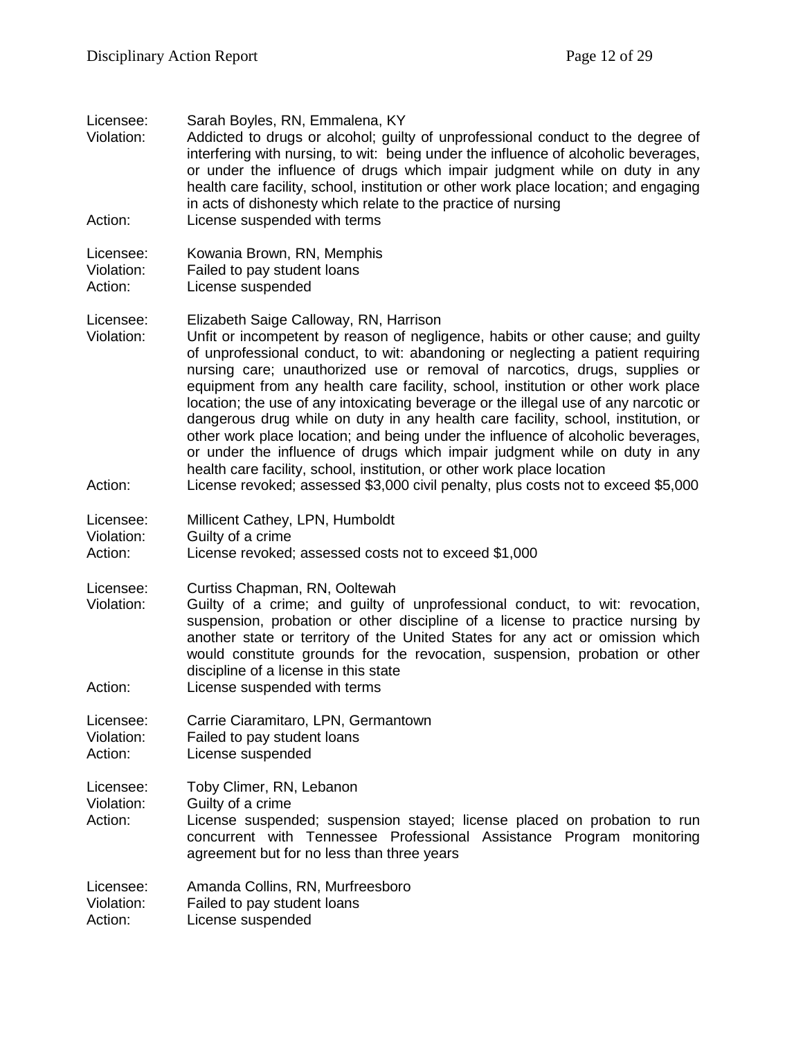Licensee: Sarah Boyles, RN, Emmalena, KY
Violation: Addicted to drugs or alcohol; guilty of unprofessional conduct to the degree of interfering with nursing, to wit: being under the influence of alcoholic beverages, or under the influence of drugs which impair judgment while on duty in any health care facility, school, institution or other work place location; and engaging in acts of dishonesty which relate to the practice of nursing
Action: License suspended with terms

Licensee: Kowania Brown, RN, Memphis
Violation: Failed to pay student loans
Action: License suspended

Licensee: Elizabeth Saige Calloway, RN, Harrison
Violation: Unfit or incompetent by reason of negligence, habits or other cause; and guilty of unprofessional conduct, to wit: abandoning or neglecting a patient requiring nursing care; unauthorized use or removal of narcotics, drugs, supplies or equipment from any health care facility, school, institution or other work place location; the use of any intoxicating beverage or the illegal use of any narcotic or dangerous drug while on duty in any health care facility, school, institution, or other work place location; and being under the influence of alcoholic beverages, or under the influence of drugs which impair judgment while on duty in any health care facility, school, institution, or other work place location
Action: License revoked; assessed $3,000 civil penalty, plus costs not to exceed $5,000

Licensee: Millicent Cathey, LPN, Humboldt
Violation: Guilty of a crime
Action: License revoked; assessed costs not to exceed $1,000

Licensee: Curtiss Chapman, RN, Ooltewah
Violation: Guilty of a crime; and guilty of unprofessional conduct, to wit: revocation, suspension, probation or other discipline of a license to practice nursing by another state or territory of the United States for any act or omission which would constitute grounds for the revocation, suspension, probation or other discipline of a license in this state
Action: License suspended with terms

Licensee: Carrie Ciaramitaro, LPN, Germantown
Violation: Failed to pay student loans
Action: License suspended

Licensee: Toby Climer, RN, Lebanon
Violation: Guilty of a crime
Action: License suspended; suspension stayed; license placed on probation to run concurrent with Tennessee Professional Assistance Program monitoring agreement but for no less than three years

Licensee: Amanda Collins, RN, Murfreesboro
Violation: Failed to pay student loans
Action: License suspended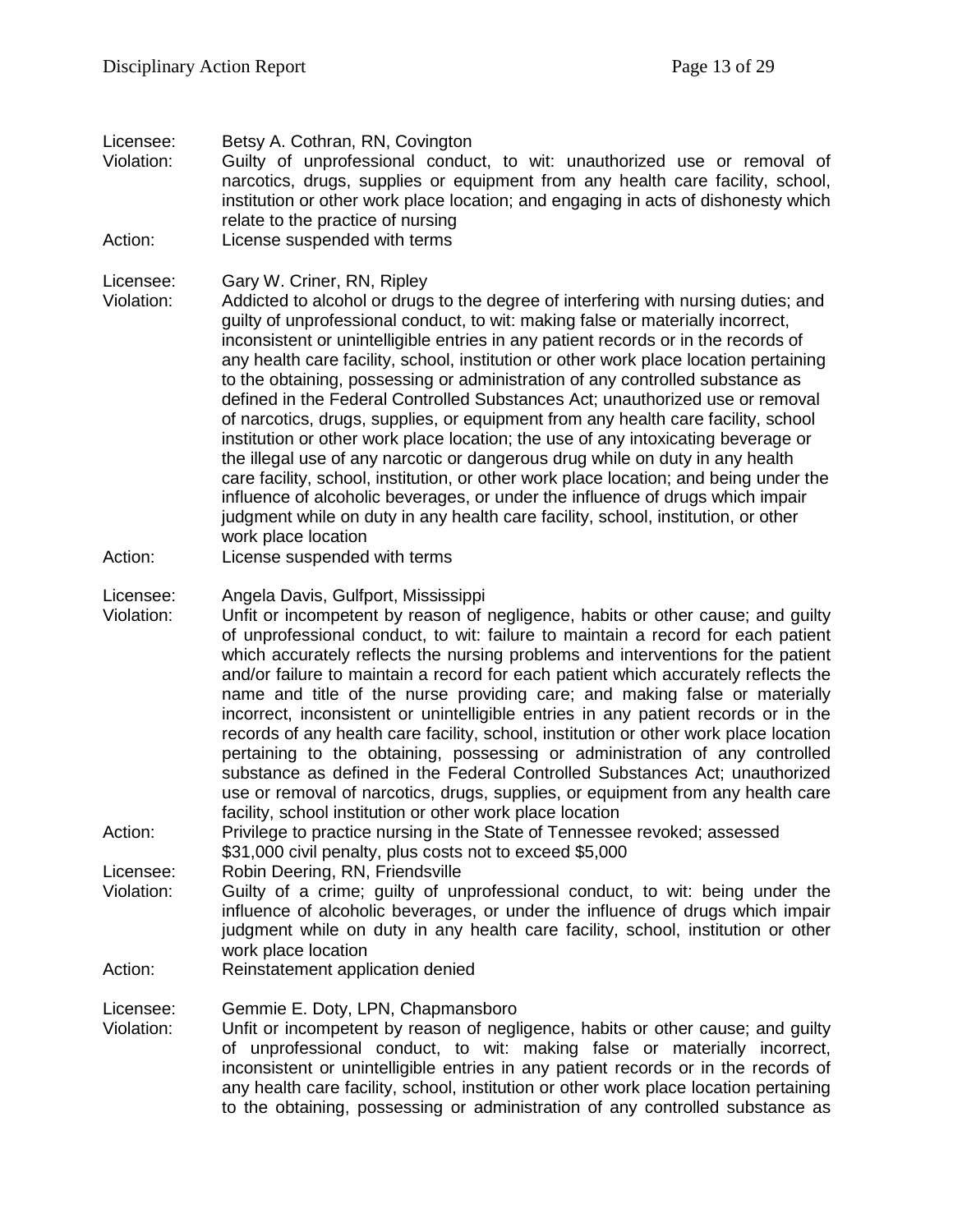Licensee: Betsy A. Cothran, RN, Covington
Violation: Guilty of unprofessional conduct, to wit: unauthorized use or removal of narcotics, drugs, supplies or equipment from any health care facility, school, institution or other work place location; and engaging in acts of dishonesty which relate to the practice of nursing
Action: License suspended with terms

Licensee: Gary W. Criner, RN, Ripley
Violation: Addicted to alcohol or drugs to the degree of interfering with nursing duties; and guilty of unprofessional conduct, to wit: making false or materially incorrect, inconsistent or unintelligible entries in any patient records or in the records of any health care facility, school, institution or other work place location pertaining to the obtaining, possessing or administration of any controlled substance as defined in the Federal Controlled Substances Act; unauthorized use or removal of narcotics, drugs, supplies, or equipment from any health care facility, school institution or other work place location; the use of any intoxicating beverage or the illegal use of any narcotic or dangerous drug while on duty in any health care facility, school, institution, or other work place location; and being under the influence of alcoholic beverages, or under the influence of drugs which impair judgment while on duty in any health care facility, school, institution, or other work place location
Action: License suspended with terms

Licensee: Angela Davis, Gulfport, Mississippi
Violation: Unfit or incompetent by reason of negligence, habits or other cause; and guilty of unprofessional conduct, to wit: failure to maintain a record for each patient which accurately reflects the nursing problems and interventions for the patient and/or failure to maintain a record for each patient which accurately reflects the name and title of the nurse providing care; and making false or materially incorrect, inconsistent or unintelligible entries in any patient records or in the records of any health care facility, school, institution or other work place location pertaining to the obtaining, possessing or administration of any controlled substance as defined in the Federal Controlled Substances Act; unauthorized use or removal of narcotics, drugs, supplies, or equipment from any health care facility, school institution or other work place location
Action: Privilege to practice nursing in the State of Tennessee revoked; assessed $31,000 civil penalty, plus costs not to exceed $5,000

Licensee: Robin Deering, RN, Friendsville
Violation: Guilty of a crime; guilty of unprofessional conduct, to wit: being under the influence of alcoholic beverages, or under the influence of drugs which impair judgment while on duty in any health care facility, school, institution or other work place location
Action: Reinstatement application denied

Licensee: Gemmie E. Doty, LPN, Chapmansboro
Violation: Unfit or incompetent by reason of negligence, habits or other cause; and guilty of unprofessional conduct, to wit: making false or materially incorrect, inconsistent or unintelligible entries in any patient records or in the records of any health care facility, school, institution or other work place location pertaining to the obtaining, possessing or administration of any controlled substance as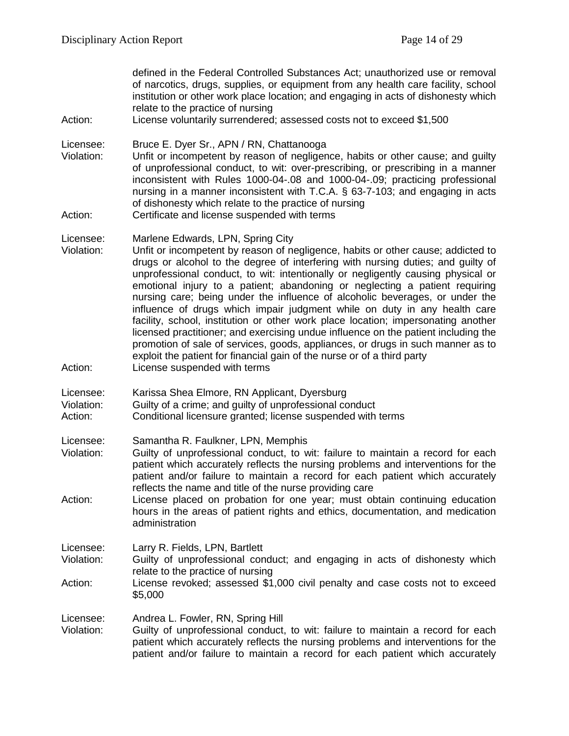defined in the Federal Controlled Substances Act; unauthorized use or removal of narcotics, drugs, supplies, or equipment from any health care facility, school institution or other work place location; and engaging in acts of dishonesty which relate to the practice of nursing

Action: License voluntarily surrendered; assessed costs not to exceed $1,500

Licensee: Bruce E. Dyer Sr., APN / RN, Chattanooga

Violation: Unfit or incompetent by reason of negligence, habits or other cause; and guilty of unprofessional conduct, to wit: over-prescribing, or prescribing in a manner inconsistent with Rules 1000-04-.08 and 1000-04-.09; practicing professional nursing in a manner inconsistent with T.C.A. § 63-7-103; and engaging in acts of dishonesty which relate to the practice of nursing

Action: Certificate and license suspended with terms

Licensee: Marlene Edwards, LPN, Spring City

Violation: Unfit or incompetent by reason of negligence, habits or other cause; addicted to drugs or alcohol to the degree of interfering with nursing duties; and guilty of unprofessional conduct, to wit: intentionally or negligently causing physical or emotional injury to a patient; abandoning or neglecting a patient requiring nursing care; being under the influence of alcoholic beverages, or under the influence of drugs which impair judgment while on duty in any health care facility, school, institution or other work place location; impersonating another licensed practitioner; and exercising undue influence on the patient including the promotion of sale of services, goods, appliances, or drugs in such manner as to exploit the patient for financial gain of the nurse or of a third party

Action: License suspended with terms

Licensee: Karissa Shea Elmore, RN Applicant, Dyersburg

Violation: Guilty of a crime; and guilty of unprofessional conduct

Action: Conditional licensure granted; license suspended with terms

Licensee: Samantha R. Faulkner, LPN, Memphis

Violation: Guilty of unprofessional conduct, to wit: failure to maintain a record for each patient which accurately reflects the nursing problems and interventions for the patient and/or failure to maintain a record for each patient which accurately reflects the name and title of the nurse providing care

Action: License placed on probation for one year; must obtain continuing education hours in the areas of patient rights and ethics, documentation, and medication administration

Licensee: Larry R. Fields, LPN, Bartlett

Violation: Guilty of unprofessional conduct; and engaging in acts of dishonesty which relate to the practice of nursing

Action: License revoked; assessed $1,000 civil penalty and case costs not to exceed $5,000

Licensee: Andrea L. Fowler, RN, Spring Hill

Violation: Guilty of unprofessional conduct, to wit: failure to maintain a record for each patient which accurately reflects the nursing problems and interventions for the patient and/or failure to maintain a record for each patient which accurately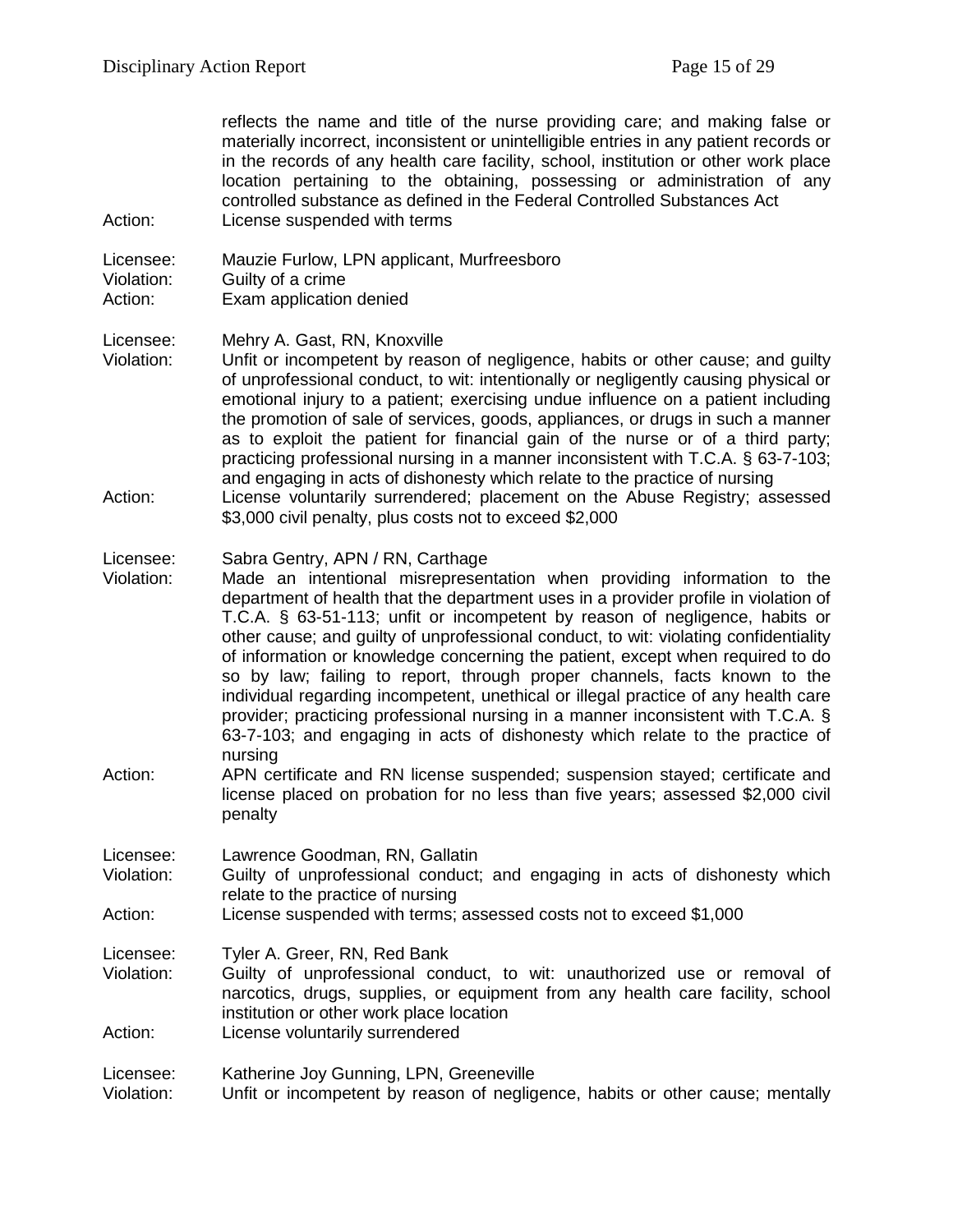reflects the name and title of the nurse providing care; and making false or materially incorrect, inconsistent or unintelligible entries in any patient records or in the records of any health care facility, school, institution or other work place location pertaining to the obtaining, possessing or administration of any controlled substance as defined in the Federal Controlled Substances Act

Action: License suspended with terms

Licensee: Mauzie Furlow, LPN applicant, Murfreesboro
Violation: Guilty of a crime
Action: Exam application denied

Licensee: Mehry A. Gast, RN, Knoxville
Violation: Unfit or incompetent by reason of negligence, habits or other cause; and guilty of unprofessional conduct, to wit: intentionally or negligently causing physical or emotional injury to a patient; exercising undue influence on a patient including the promotion of sale of services, goods, appliances, or drugs in such a manner as to exploit the patient for financial gain of the nurse or of a third party; practicing professional nursing in a manner inconsistent with T.C.A. § 63-7-103; and engaging in acts of dishonesty which relate to the practice of nursing
Action: License voluntarily surrendered; placement on the Abuse Registry; assessed $3,000 civil penalty, plus costs not to exceed $2,000

Licensee: Sabra Gentry, APN / RN, Carthage
Violation: Made an intentional misrepresentation when providing information to the department of health that the department uses in a provider profile in violation of T.C.A. § 63-51-113; unfit or incompetent by reason of negligence, habits or other cause; and guilty of unprofessional conduct, to wit: violating confidentiality of information or knowledge concerning the patient, except when required to do so by law; failing to report, through proper channels, facts known to the individual regarding incompetent, unethical or illegal practice of any health care provider; practicing professional nursing in a manner inconsistent with T.C.A. § 63-7-103; and engaging in acts of dishonesty which relate to the practice of nursing
Action: APN certificate and RN license suspended; suspension stayed; certificate and license placed on probation for no less than five years; assessed $2,000 civil penalty

Licensee: Lawrence Goodman, RN, Gallatin
Violation: Guilty of unprofessional conduct; and engaging in acts of dishonesty which relate to the practice of nursing
Action: License suspended with terms; assessed costs not to exceed $1,000

Licensee: Tyler A. Greer, RN, Red Bank
Violation: Guilty of unprofessional conduct, to wit: unauthorized use or removal of narcotics, drugs, supplies, or equipment from any health care facility, school institution or other work place location
Action: License voluntarily surrendered

Licensee: Katherine Joy Gunning, LPN, Greeneville
Violation: Unfit or incompetent by reason of negligence, habits or other cause; mentally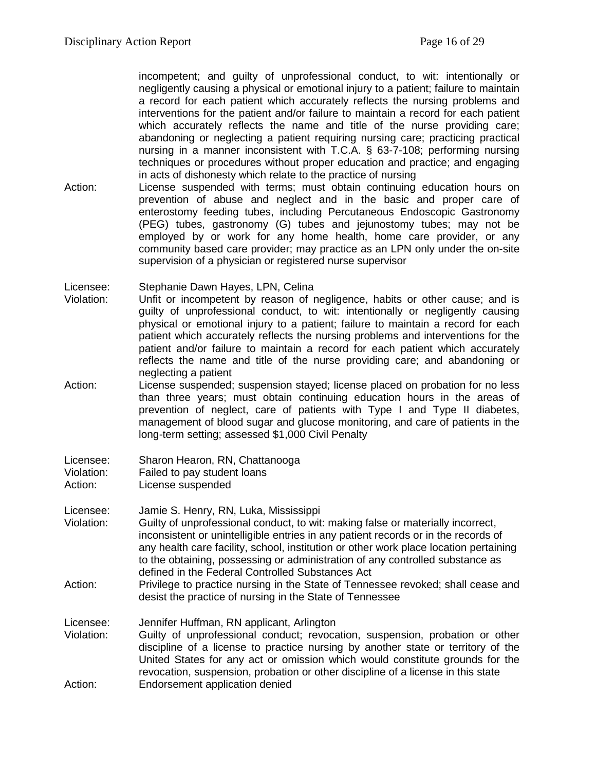incompetent; and guilty of unprofessional conduct, to wit: intentionally or negligently causing a physical or emotional injury to a patient; failure to maintain a record for each patient which accurately reflects the nursing problems and interventions for the patient and/or failure to maintain a record for each patient which accurately reflects the name and title of the nurse providing care; abandoning or neglecting a patient requiring nursing care; practicing practical nursing in a manner inconsistent with T.C.A. § 63-7-108; performing nursing techniques or procedures without proper education and practice; and engaging in acts of dishonesty which relate to the practice of nursing

Action: License suspended with terms; must obtain continuing education hours on prevention of abuse and neglect and in the basic and proper care of enterostomy feeding tubes, including Percutaneous Endoscopic Gastronomy (PEG) tubes, gastronomy (G) tubes and jejunostomy tubes; may not be employed by or work for any home health, home care provider, or any community based care provider; may practice as an LPN only under the on-site supervision of a physician or registered nurse supervisor

Licensee: Stephanie Dawn Hayes, LPN, Celina

Violation: Unfit or incompetent by reason of negligence, habits or other cause; and is guilty of unprofessional conduct, to wit: intentionally or negligently causing physical or emotional injury to a patient; failure to maintain a record for each patient which accurately reflects the nursing problems and interventions for the patient and/or failure to maintain a record for each patient which accurately reflects the name and title of the nurse providing care; and abandoning or neglecting a patient

Action: License suspended; suspension stayed; license placed on probation for no less than three years; must obtain continuing education hours in the areas of prevention of neglect, care of patients with Type I and Type II diabetes, management of blood sugar and glucose monitoring, and care of patients in the long-term setting; assessed $1,000 Civil Penalty

Licensee: Sharon Hearon, RN, Chattanooga

Violation: Failed to pay student loans

Action: License suspended

Licensee: Jamie S. Henry, RN, Luka, Mississippi

Violation: Guilty of unprofessional conduct, to wit: making false or materially incorrect, inconsistent or unintelligible entries in any patient records or in the records of any health care facility, school, institution or other work place location pertaining to the obtaining, possessing or administration of any controlled substance as defined in the Federal Controlled Substances Act

Action: Privilege to practice nursing in the State of Tennessee revoked; shall cease and desist the practice of nursing in the State of Tennessee

Licensee: Jennifer Huffman, RN applicant, Arlington

Violation: Guilty of unprofessional conduct; revocation, suspension, probation or other discipline of a license to practice nursing by another state or territory of the United States for any act or omission which would constitute grounds for the revocation, suspension, probation or other discipline of a license in this state

Action: Endorsement application denied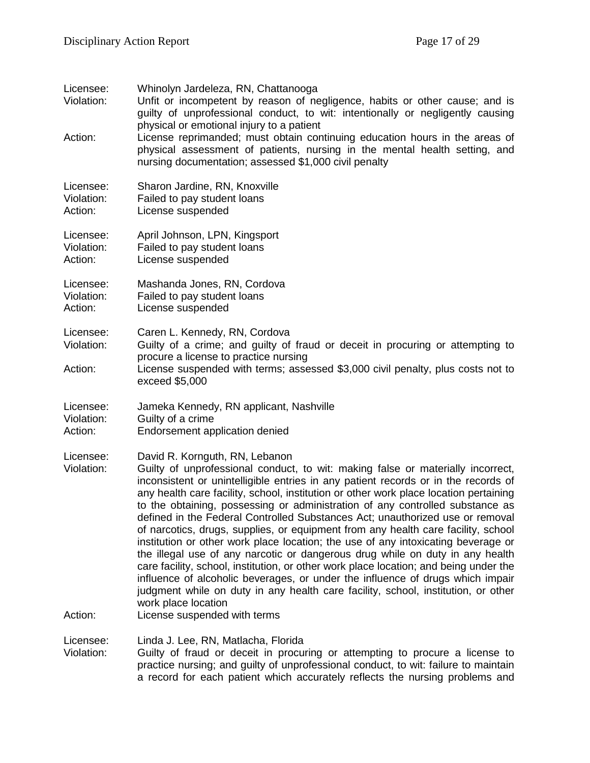Licensee: Whinolyn Jardeleza, RN, Chattanooga
Violation: Unfit or incompetent by reason of negligence, habits or other cause; and is guilty of unprofessional conduct, to wit: intentionally or negligently causing physical or emotional injury to a patient
Action: License reprimanded; must obtain continuing education hours in the areas of physical assessment of patients, nursing in the mental health setting, and nursing documentation; assessed $1,000 civil penalty

Licensee: Sharon Jardine, RN, Knoxville
Violation: Failed to pay student loans
Action: License suspended

Licensee: April Johnson, LPN, Kingsport
Violation: Failed to pay student loans
Action: License suspended

Licensee: Mashanda Jones, RN, Cordova
Violation: Failed to pay student loans
Action: License suspended

Licensee: Caren L. Kennedy, RN, Cordova
Violation: Guilty of a crime; and guilty of fraud or deceit in procuring or attempting to procure a license to practice nursing
Action: License suspended with terms; assessed $3,000 civil penalty, plus costs not to exceed $5,000

Licensee: Jameka Kennedy, RN applicant, Nashville
Violation: Guilty of a crime
Action: Endorsement application denied

Licensee: David R. Kornguth, RN, Lebanon
Violation: Guilty of unprofessional conduct, to wit: making false or materially incorrect, inconsistent or unintelligible entries in any patient records or in the records of any health care facility, school, institution or other work place location pertaining to the obtaining, possessing or administration of any controlled substance as defined in the Federal Controlled Substances Act; unauthorized use or removal of narcotics, drugs, supplies, or equipment from any health care facility, school institution or other work place location; the use of any intoxicating beverage or the illegal use of any narcotic or dangerous drug while on duty in any health care facility, school, institution, or other work place location; and being under the influence of alcoholic beverages, or under the influence of drugs which impair judgment while on duty in any health care facility, school, institution, or other work place location
Action: License suspended with terms

Licensee: Linda J. Lee, RN, Matlacha, Florida
Violation: Guilty of fraud or deceit in procuring or attempting to procure a license to practice nursing; and guilty of unprofessional conduct, to wit: failure to maintain a record for each patient which accurately reflects the nursing problems and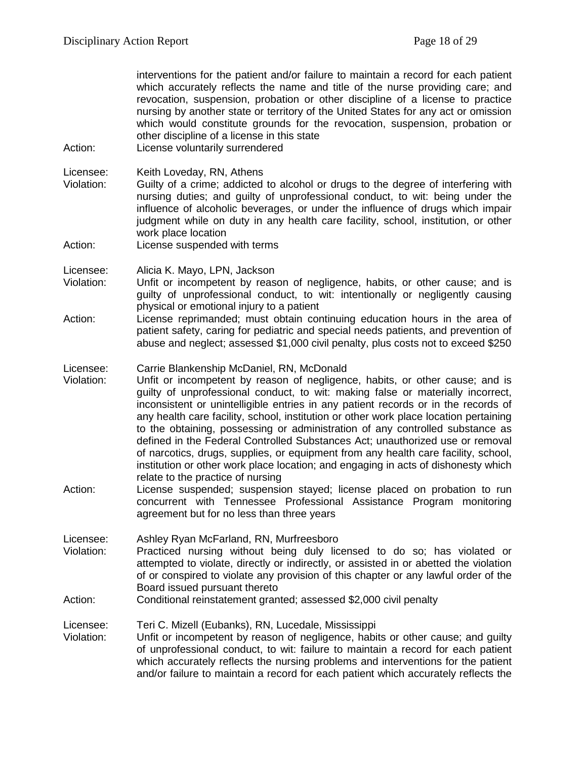interventions for the patient and/or failure to maintain a record for each patient which accurately reflects the name and title of the nurse providing care; and revocation, suspension, probation or other discipline of a license to practice nursing by another state or territory of the United States for any act or omission which would constitute grounds for the revocation, suspension, probation or other discipline of a license in this state

Action: License voluntarily surrendered

Licensee: Keith Loveday, RN, Athens

Violation: Guilty of a crime; addicted to alcohol or drugs to the degree of interfering with nursing duties; and guilty of unprofessional conduct, to wit: being under the influence of alcoholic beverages, or under the influence of drugs which impair judgment while on duty in any health care facility, school, institution, or other work place location

Action: License suspended with terms

Licensee: Alicia K. Mayo, LPN, Jackson

Violation: Unfit or incompetent by reason of negligence, habits, or other cause; and is guilty of unprofessional conduct, to wit: intentionally or negligently causing physical or emotional injury to a patient

Action: License reprimanded; must obtain continuing education hours in the area of patient safety, caring for pediatric and special needs patients, and prevention of abuse and neglect; assessed $1,000 civil penalty, plus costs not to exceed $250

Licensee: Carrie Blankenship McDaniel, RN, McDonald

Violation: Unfit or incompetent by reason of negligence, habits, or other cause; and is guilty of unprofessional conduct, to wit: making false or materially incorrect, inconsistent or unintelligible entries in any patient records or in the records of any health care facility, school, institution or other work place location pertaining to the obtaining, possessing or administration of any controlled substance as defined in the Federal Controlled Substances Act; unauthorized use or removal of narcotics, drugs, supplies, or equipment from any health care facility, school, institution or other work place location; and engaging in acts of dishonesty which relate to the practice of nursing

Action: License suspended; suspension stayed; license placed on probation to run concurrent with Tennessee Professional Assistance Program monitoring agreement but for no less than three years

Licensee: Ashley Ryan McFarland, RN, Murfreesboro

Violation: Practiced nursing without being duly licensed to do so; has violated or attempted to violate, directly or indirectly, or assisted in or abetted the violation of or conspired to violate any provision of this chapter or any lawful order of the Board issued pursuant thereto

Action: Conditional reinstatement granted; assessed $2,000 civil penalty

Licensee: Teri C. Mizell (Eubanks), RN, Lucedale, Mississippi

Violation: Unfit or incompetent by reason of negligence, habits or other cause; and guilty of unprofessional conduct, to wit: failure to maintain a record for each patient which accurately reflects the nursing problems and interventions for the patient and/or failure to maintain a record for each patient which accurately reflects the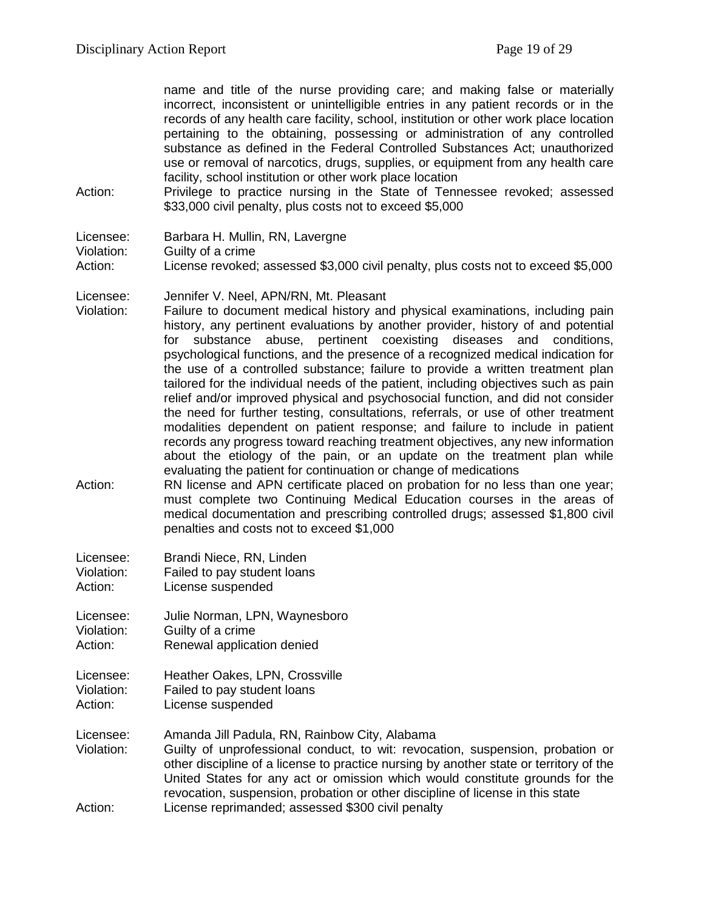name and title of the nurse providing care; and making false or materially incorrect, inconsistent or unintelligible entries in any patient records or in the records of any health care facility, school, institution or other work place location pertaining to the obtaining, possessing or administration of any controlled substance as defined in the Federal Controlled Substances Act; unauthorized use or removal of narcotics, drugs, supplies, or equipment from any health care facility, school institution or other work place location

Action: Privilege to practice nursing in the State of Tennessee revoked; assessed $33,000 civil penalty, plus costs not to exceed $5,000

Licensee: Barbara H. Mullin, RN, Lavergne
Violation: Guilty of a crime
Action: License revoked; assessed $3,000 civil penalty, plus costs not to exceed $5,000

Licensee: Jennifer V. Neel, APN/RN, Mt. Pleasant
Violation: Failure to document medical history and physical examinations, including pain history, any pertinent evaluations by another provider, history of and potential for substance abuse, pertinent coexisting diseases and conditions, psychological functions, and the presence of a recognized medical indication for the use of a controlled substance; failure to provide a written treatment plan tailored for the individual needs of the patient, including objectives such as pain relief and/or improved physical and psychosocial function, and did not consider the need for further testing, consultations, referrals, or use of other treatment modalities dependent on patient response; and failure to include in patient records any progress toward reaching treatment objectives, any new information about the etiology of the pain, or an update on the treatment plan while evaluating the patient for continuation or change of medications
Action: RN license and APN certificate placed on probation for no less than one year; must complete two Continuing Medical Education courses in the areas of medical documentation and prescribing controlled drugs; assessed $1,800 civil penalties and costs not to exceed $1,000

Licensee: Brandi Niece, RN, Linden
Violation: Failed to pay student loans
Action: License suspended

Licensee: Julie Norman, LPN, Waynesboro
Violation: Guilty of a crime
Action: Renewal application denied

Licensee: Heather Oakes, LPN, Crossville
Violation: Failed to pay student loans
Action: License suspended

Licensee: Amanda Jill Padula, RN, Rainbow City, Alabama
Violation: Guilty of unprofessional conduct, to wit: revocation, suspension, probation or other discipline of a license to practice nursing by another state or territory of the United States for any act or omission which would constitute grounds for the revocation, suspension, probation or other discipline of license in this state
Action: License reprimanded; assessed $300 civil penalty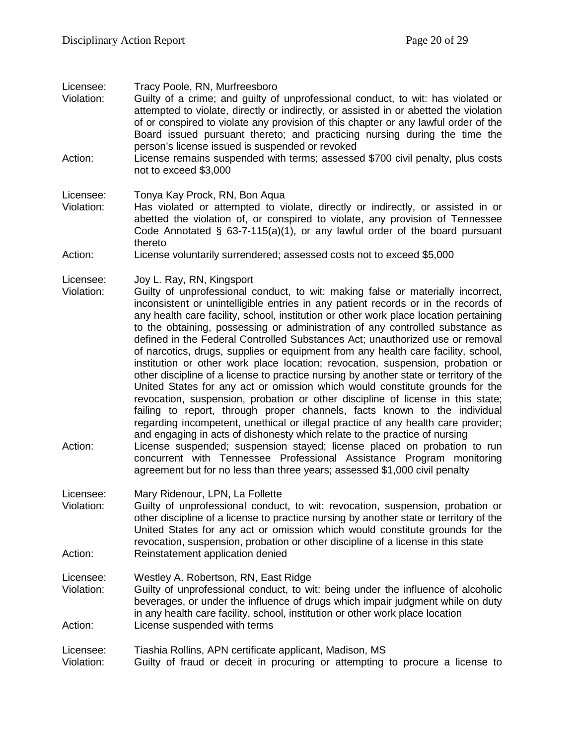Licensee: Tracy Poole, RN, Murfreesboro
Violation: Guilty of a crime; and guilty of unprofessional conduct, to wit: has violated or attempted to violate, directly or indirectly, or assisted in or abetted the violation of or conspired to violate any provision of this chapter or any lawful order of the Board issued pursuant thereto; and practicing nursing during the time the person's license issued is suspended or revoked
Action: License remains suspended with terms; assessed $700 civil penalty, plus costs not to exceed $3,000

Licensee: Tonya Kay Prock, RN, Bon Aqua
Violation: Has violated or attempted to violate, directly or indirectly, or assisted in or abetted the violation of, or conspired to violate, any provision of Tennessee Code Annotated § 63-7-115(a)(1), or any lawful order of the board pursuant thereto
Action: License voluntarily surrendered; assessed costs not to exceed $5,000

Licensee: Joy L. Ray, RN, Kingsport
Violation: Guilty of unprofessional conduct, to wit: making false or materially incorrect, inconsistent or unintelligible entries in any patient records or in the records of any health care facility, school, institution or other work place location pertaining to the obtaining, possessing or administration of any controlled substance as defined in the Federal Controlled Substances Act; unauthorized use or removal of narcotics, drugs, supplies or equipment from any health care facility, school, institution or other work place location; revocation, suspension, probation or other discipline of a license to practice nursing by another state or territory of the United States for any act or omission which would constitute grounds for the revocation, suspension, probation or other discipline of license in this state; failing to report, through proper channels, facts known to the individual regarding incompetent, unethical or illegal practice of any health care provider; and engaging in acts of dishonesty which relate to the practice of nursing
Action: License suspended; suspension stayed; license placed on probation to run concurrent with Tennessee Professional Assistance Program monitoring agreement but for no less than three years; assessed $1,000 civil penalty

Licensee: Mary Ridenour, LPN, La Follette
Violation: Guilty of unprofessional conduct, to wit: revocation, suspension, probation or other discipline of a license to practice nursing by another state or territory of the United States for any act or omission which would constitute grounds for the revocation, suspension, probation or other discipline of a license in this state
Action: Reinstatement application denied

Licensee: Westley A. Robertson, RN, East Ridge
Violation: Guilty of unprofessional conduct, to wit: being under the influence of alcoholic beverages, or under the influence of drugs which impair judgment while on duty in any health care facility, school, institution or other work place location
Action: License suspended with terms

Licensee: Tiashia Rollins, APN certificate applicant, Madison, MS
Violation: Guilty of fraud or deceit in procuring or attempting to procure a license to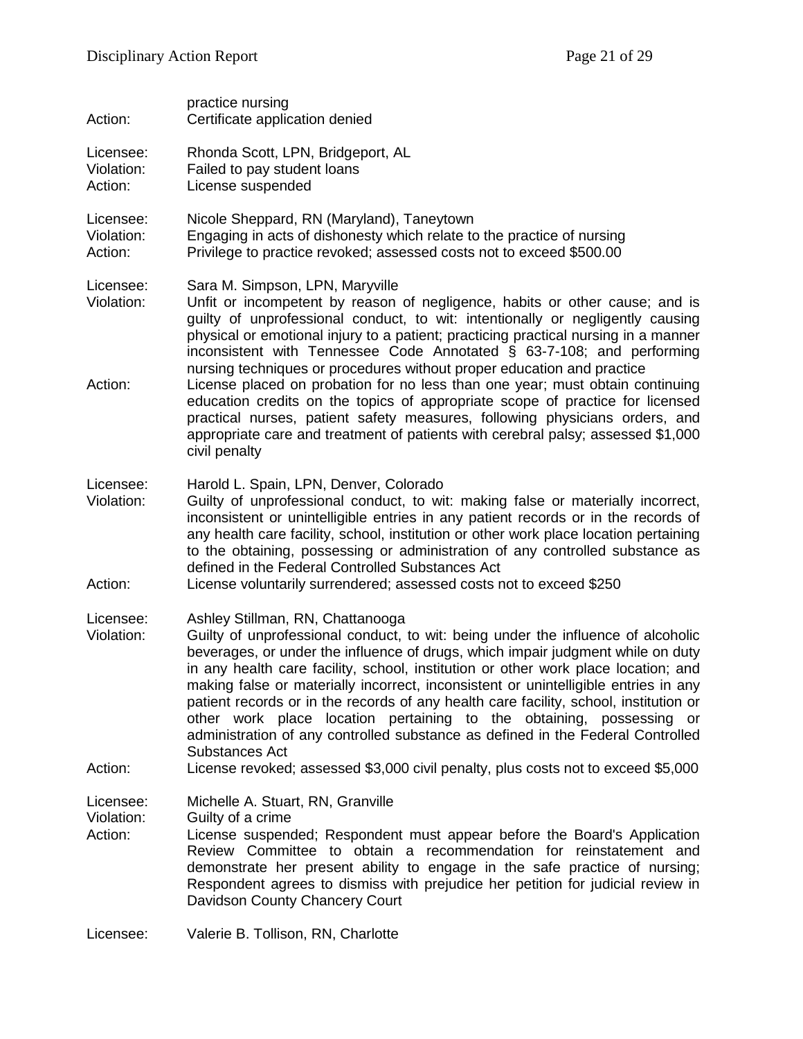practice nursing

Action: Certificate application denied

Licensee: Rhonda Scott, LPN, Bridgeport, AL
Violation: Failed to pay student loans
Action: License suspended

Licensee: Nicole Sheppard, RN (Maryland), Taneytown
Violation: Engaging in acts of dishonesty which relate to the practice of nursing
Action: Privilege to practice revoked; assessed costs not to exceed $500.00

Licensee: Sara M. Simpson, LPN, Maryville
Violation: Unfit or incompetent by reason of negligence, habits or other cause; and is guilty of unprofessional conduct, to wit: intentionally or negligently causing physical or emotional injury to a patient; practicing practical nursing in a manner inconsistent with Tennessee Code Annotated § 63-7-108; and performing nursing techniques or procedures without proper education and practice
Action: License placed on probation for no less than one year; must obtain continuing education credits on the topics of appropriate scope of practice for licensed practical nurses, patient safety measures, following physicians orders, and appropriate care and treatment of patients with cerebral palsy; assessed $1,000 civil penalty

Licensee: Harold L. Spain, LPN, Denver, Colorado
Violation: Guilty of unprofessional conduct, to wit: making false or materially incorrect, inconsistent or unintelligible entries in any patient records or in the records of any health care facility, school, institution or other work place location pertaining to the obtaining, possessing or administration of any controlled substance as defined in the Federal Controlled Substances Act
Action: License voluntarily surrendered; assessed costs not to exceed $250

Licensee: Ashley Stillman, RN, Chattanooga
Violation: Guilty of unprofessional conduct, to wit: being under the influence of alcoholic beverages, or under the influence of drugs, which impair judgment while on duty in any health care facility, school, institution or other work place location; and making false or materially incorrect, inconsistent or unintelligible entries in any patient records or in the records of any health care facility, school, institution or other work place location pertaining to the obtaining, possessing or administration of any controlled substance as defined in the Federal Controlled Substances Act
Action: License revoked; assessed $3,000 civil penalty, plus costs not to exceed $5,000

Licensee: Michelle A. Stuart, RN, Granville
Violation: Guilty of a crime
Action: License suspended; Respondent must appear before the Board's Application Review Committee to obtain a recommendation for reinstatement and demonstrate her present ability to engage in the safe practice of nursing; Respondent agrees to dismiss with prejudice her petition for judicial review in Davidson County Chancery Court

Licensee: Valerie B. Tollison, RN, Charlotte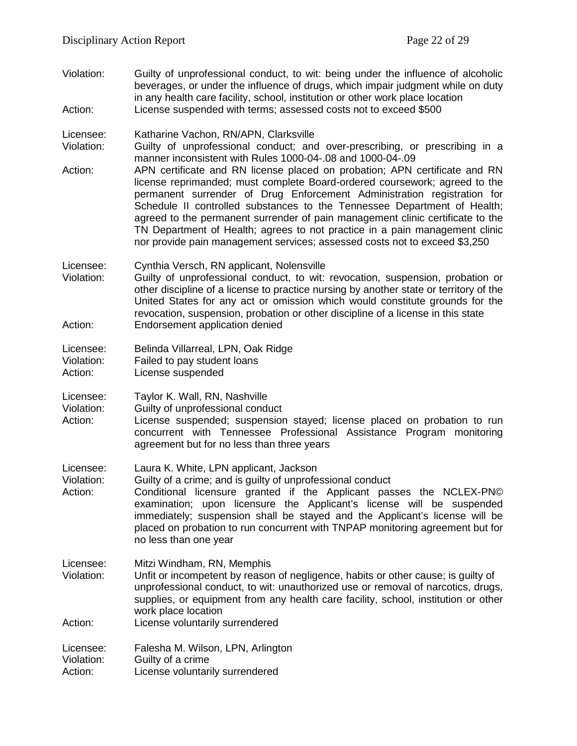Violation: Guilty of unprofessional conduct, to wit: being under the influence of alcoholic beverages, or under the influence of drugs, which impair judgment while on duty in any health care facility, school, institution or other work place location
Action: License suspended with terms; assessed costs not to exceed $500

Licensee: Katharine Vachon, RN/APN, Clarksville
Violation: Guilty of unprofessional conduct; and over-prescribing, or prescribing in a manner inconsistent with Rules 1000-04-.08 and 1000-04-.09
Action: APN certificate and RN license placed on probation; APN certificate and RN license reprimanded; must complete Board-ordered coursework; agreed to the permanent surrender of Drug Enforcement Administration registration for Schedule II controlled substances to the Tennessee Department of Health; agreed to the permanent surrender of pain management clinic certificate to the TN Department of Health; agrees to not practice in a pain management clinic nor provide pain management services; assessed costs not to exceed $3,250

Licensee: Cynthia Versch, RN applicant, Nolensville
Violation: Guilty of unprofessional conduct, to wit: revocation, suspension, probation or other discipline of a license to practice nursing by another state or territory of the United States for any act or omission which would constitute grounds for the revocation, suspension, probation or other discipline of a license in this state
Action: Endorsement application denied

Licensee: Belinda Villarreal, LPN, Oak Ridge
Violation: Failed to pay student loans
Action: License suspended

Licensee: Taylor K. Wall, RN, Nashville
Violation: Guilty of unprofessional conduct
Action: License suspended; suspension stayed; license placed on probation to run concurrent with Tennessee Professional Assistance Program monitoring agreement but for no less than three years

Licensee: Laura K. White, LPN applicant, Jackson
Violation: Guilty of a crime; and is guilty of unprofessional conduct
Action: Conditional licensure granted if the Applicant passes the NCLEX-PN© examination; upon licensure the Applicant's license will be suspended immediately; suspension shall be stayed and the Applicant's license will be placed on probation to run concurrent with TNPAP monitoring agreement but for no less than one year

Licensee: Mitzi Windham, RN, Memphis
Violation: Unfit or incompetent by reason of negligence, habits or other cause; is guilty of unprofessional conduct, to wit: unauthorized use or removal of narcotics, drugs, supplies, or equipment from any health care facility, school, institution or other work place location
Action: License voluntarily surrendered

Licensee: Falesha M. Wilson, LPN, Arlington
Violation: Guilty of a crime
Action: License voluntarily surrendered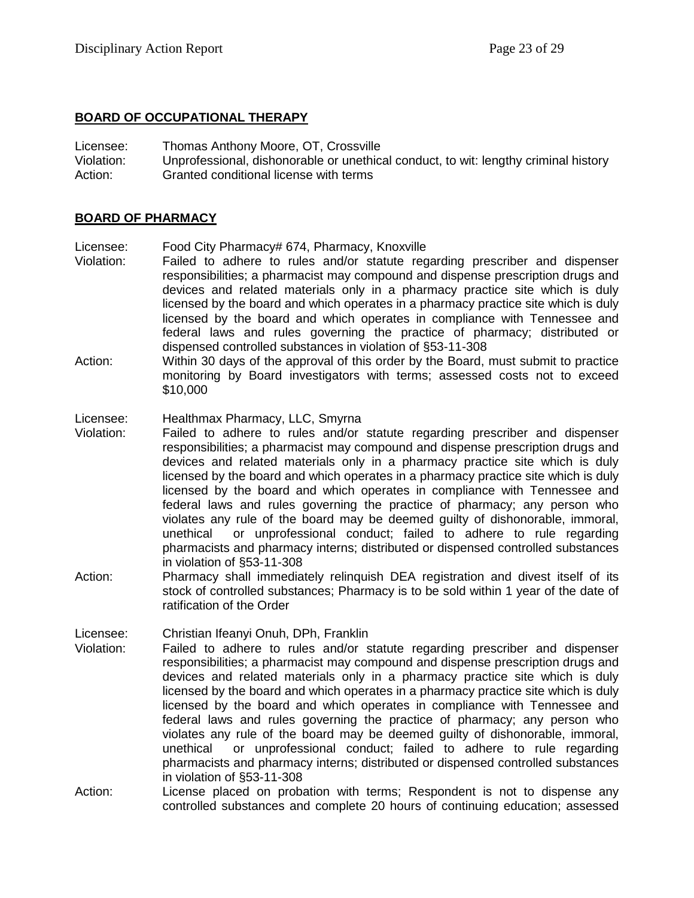## BOARD OF OCCUPATIONAL THERAPY

Licensee: Thomas Anthony Moore, OT, Crossville
Violation: Unprofessional, dishonorable or unethical conduct, to wit: lengthy criminal history
Action: Granted conditional license with terms

## BOARD OF PHARMACY

Licensee: Food City Pharmacy# 674, Pharmacy, Knoxville
Violation: Failed to adhere to rules and/or statute regarding prescriber and dispenser responsibilities; a pharmacist may compound and dispense prescription drugs and devices and related materials only in a pharmacy practice site which is duly licensed by the board and which operates in a pharmacy practice site which is duly licensed by the board and which operates in compliance with Tennessee and federal laws and rules governing the practice of pharmacy; distributed or dispensed controlled substances in violation of §53-11-308
Action: Within 30 days of the approval of this order by the Board, must submit to practice monitoring by Board investigators with terms; assessed costs not to exceed $10,000

Licensee: Healthmax Pharmacy, LLC, Smyrna
Violation: Failed to adhere to rules and/or statute regarding prescriber and dispenser responsibilities; a pharmacist may compound and dispense prescription drugs and devices and related materials only in a pharmacy practice site which is duly licensed by the board and which operates in a pharmacy practice site which is duly licensed by the board and which operates in compliance with Tennessee and federal laws and rules governing the practice of pharmacy; any person who violates any rule of the board may be deemed guilty of dishonorable, immoral, unethical or unprofessional conduct; failed to adhere to rule regarding pharmacists and pharmacy interns; distributed or dispensed controlled substances in violation of §53-11-308
Action: Pharmacy shall immediately relinquish DEA registration and divest itself of its stock of controlled substances; Pharmacy is to be sold within 1 year of the date of ratification of the Order

Licensee: Christian Ifeanyi Onuh, DPh, Franklin
Violation: Failed to adhere to rules and/or statute regarding prescriber and dispenser responsibilities; a pharmacist may compound and dispense prescription drugs and devices and related materials only in a pharmacy practice site which is duly licensed by the board and which operates in a pharmacy practice site which is duly licensed by the board and which operates in compliance with Tennessee and federal laws and rules governing the practice of pharmacy; any person who violates any rule of the board may be deemed guilty of dishonorable, immoral, unethical or unprofessional conduct; failed to adhere to rule regarding pharmacists and pharmacy interns; distributed or dispensed controlled substances in violation of §53-11-308
Action: License placed on probation with terms; Respondent is not to dispense any controlled substances and complete 20 hours of continuing education; assessed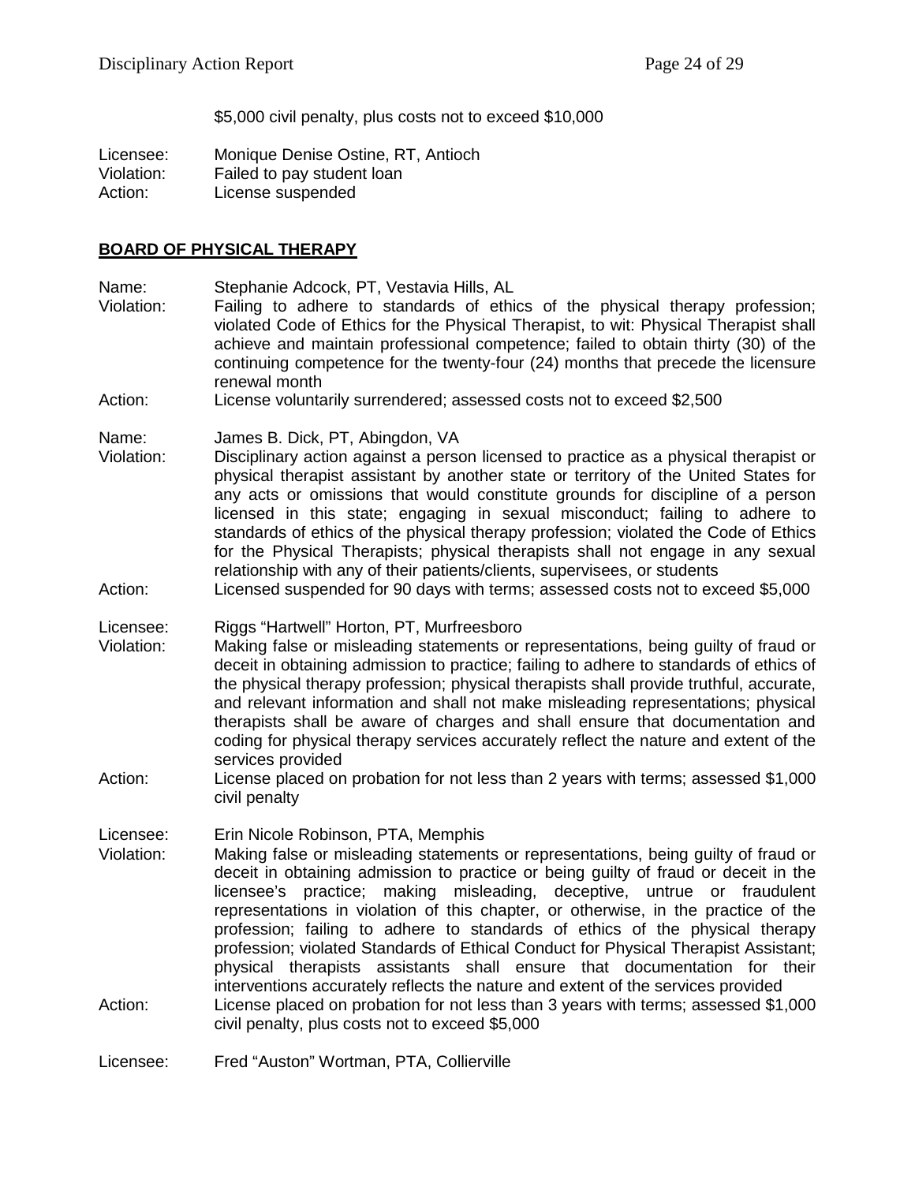$5,000 civil penalty, plus costs not to exceed $10,000

Licensee: Monique Denise Ostine, RT, Antioch
Violation: Failed to pay student loan
Action: License suspended

## BOARD OF PHYSICAL THERAPY

Name: Stephanie Adcock, PT, Vestavia Hills, AL
Violation: Failing to adhere to standards of ethics of the physical therapy profession; violated Code of Ethics for the Physical Therapist, to wit: Physical Therapist shall achieve and maintain professional competence; failed to obtain thirty (30) of the continuing competence for the twenty-four (24) months that precede the licensure renewal month
Action: License voluntarily surrendered; assessed costs not to exceed $2,500

Name: James B. Dick, PT, Abingdon, VA
Violation: Disciplinary action against a person licensed to practice as a physical therapist or physical therapist assistant by another state or territory of the United States for any acts or omissions that would constitute grounds for discipline of a person licensed in this state; engaging in sexual misconduct; failing to adhere to standards of ethics of the physical therapy profession; violated the Code of Ethics for the Physical Therapists; physical therapists shall not engage in any sexual relationship with any of their patients/clients, supervisees, or students
Action: Licensed suspended for 90 days with terms; assessed costs not to exceed $5,000

Licensee: Riggs "Hartwell" Horton, PT, Murfreesboro
Violation: Making false or misleading statements or representations, being guilty of fraud or deceit in obtaining admission to practice; failing to adhere to standards of ethics of the physical therapy profession; physical therapists shall provide truthful, accurate, and relevant information and shall not make misleading representations; physical therapists shall be aware of charges and shall ensure that documentation and coding for physical therapy services accurately reflect the nature and extent of the services provided
Action: License placed on probation for not less than 2 years with terms; assessed $1,000 civil penalty

Licensee: Erin Nicole Robinson, PTA, Memphis
Violation: Making false or misleading statements or representations, being guilty of fraud or deceit in obtaining admission to practice or being guilty of fraud or deceit in the licensee's practice; making misleading, deceptive, untrue or fraudulent representations in violation of this chapter, or otherwise, in the practice of the profession; failing to adhere to standards of ethics of the physical therapy profession; violated Standards of Ethical Conduct for Physical Therapist Assistant; physical therapists assistants shall ensure that documentation for their interventions accurately reflects the nature and extent of the services provided
Action: License placed on probation for not less than 3 years with terms; assessed $1,000 civil penalty, plus costs not to exceed $5,000

Licensee: Fred "Auston" Wortman, PTA, Collierville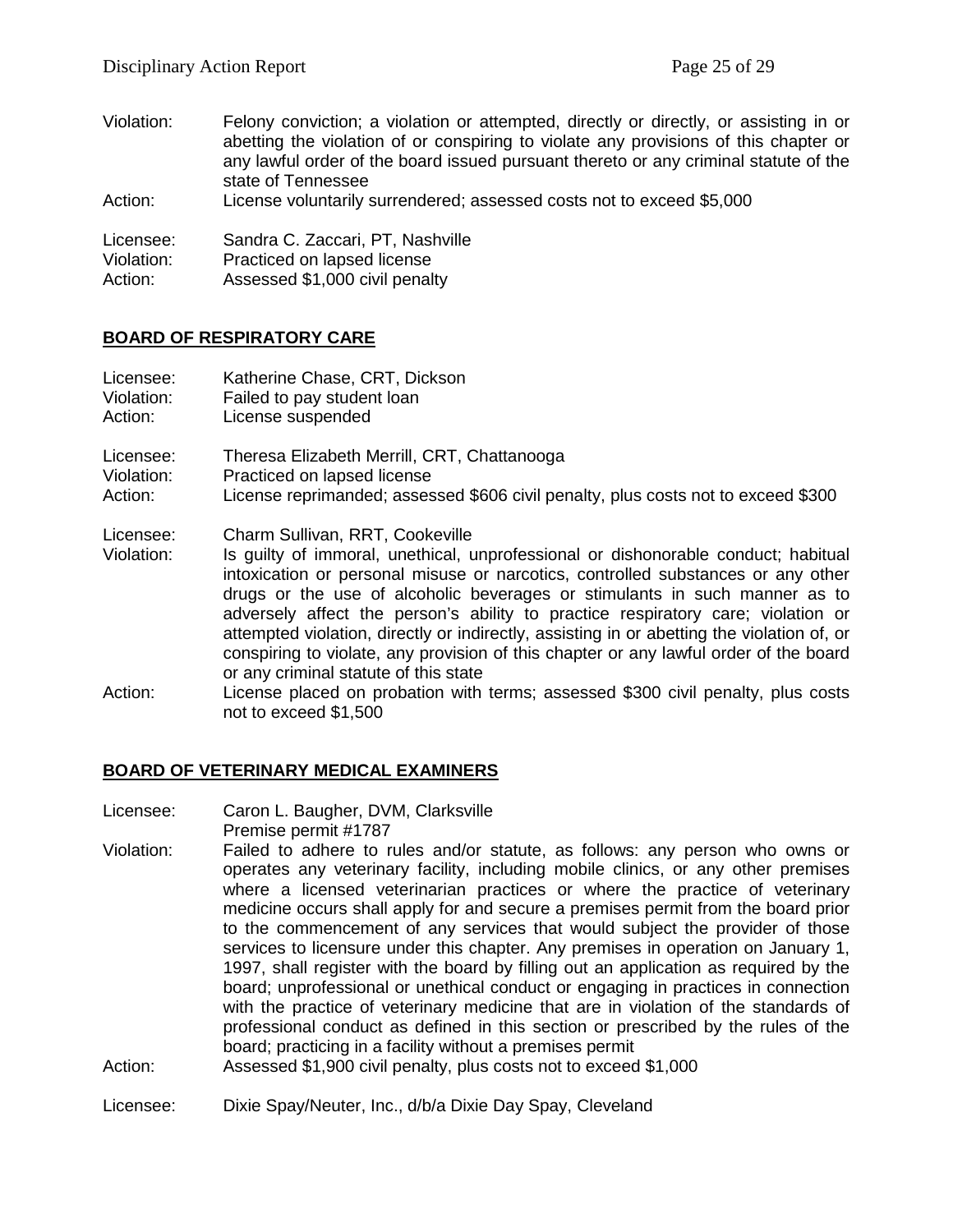Violation: Felony conviction; a violation or attempted, directly or directly, or assisting in or abetting the violation of or conspiring to violate any provisions of this chapter or any lawful order of the board issued pursuant thereto or any criminal statute of the state of Tennessee
Action: License voluntarily surrendered; assessed costs not to exceed $5,000

Licensee: Sandra C. Zaccari, PT, Nashville
Violation: Practiced on lapsed license
Action: Assessed $1,000 civil penalty

## BOARD OF RESPIRATORY CARE

Licensee: Katherine Chase, CRT, Dickson
Violation: Failed to pay student loan
Action: License suspended

Licensee: Theresa Elizabeth Merrill, CRT, Chattanooga
Violation: Practiced on lapsed license
Action: License reprimanded; assessed $606 civil penalty, plus costs not to exceed $300

Licensee: Charm Sullivan, RRT, Cookeville
Violation: Is guilty of immoral, unethical, unprofessional or dishonorable conduct; habitual intoxication or personal misuse or narcotics, controlled substances or any other drugs or the use of alcoholic beverages or stimulants in such manner as to adversely affect the person's ability to practice respiratory care; violation or attempted violation, directly or indirectly, assisting in or abetting the violation of, or conspiring to violate, any provision of this chapter or any lawful order of the board or any criminal statute of this state
Action: License placed on probation with terms; assessed $300 civil penalty, plus costs not to exceed $1,500

## BOARD OF VETERINARY MEDICAL EXAMINERS

Licensee: Caron L. Baugher, DVM, Clarksville
Premise permit #1787
Violation: Failed to adhere to rules and/or statute, as follows: any person who owns or operates any veterinary facility, including mobile clinics, or any other premises where a licensed veterinarian practices or where the practice of veterinary medicine occurs shall apply for and secure a premises permit from the board prior to the commencement of any services that would subject the provider of those services to licensure under this chapter. Any premises in operation on January 1, 1997, shall register with the board by filling out an application as required by the board; unprofessional or unethical conduct or engaging in practices in connection with the practice of veterinary medicine that are in violation of the standards of professional conduct as defined in this section or prescribed by the rules of the board; practicing in a facility without a premises permit
Action: Assessed $1,900 civil penalty, plus costs not to exceed $1,000

Licensee: Dixie Spay/Neuter, Inc., d/b/a Dixie Day Spay, Cleveland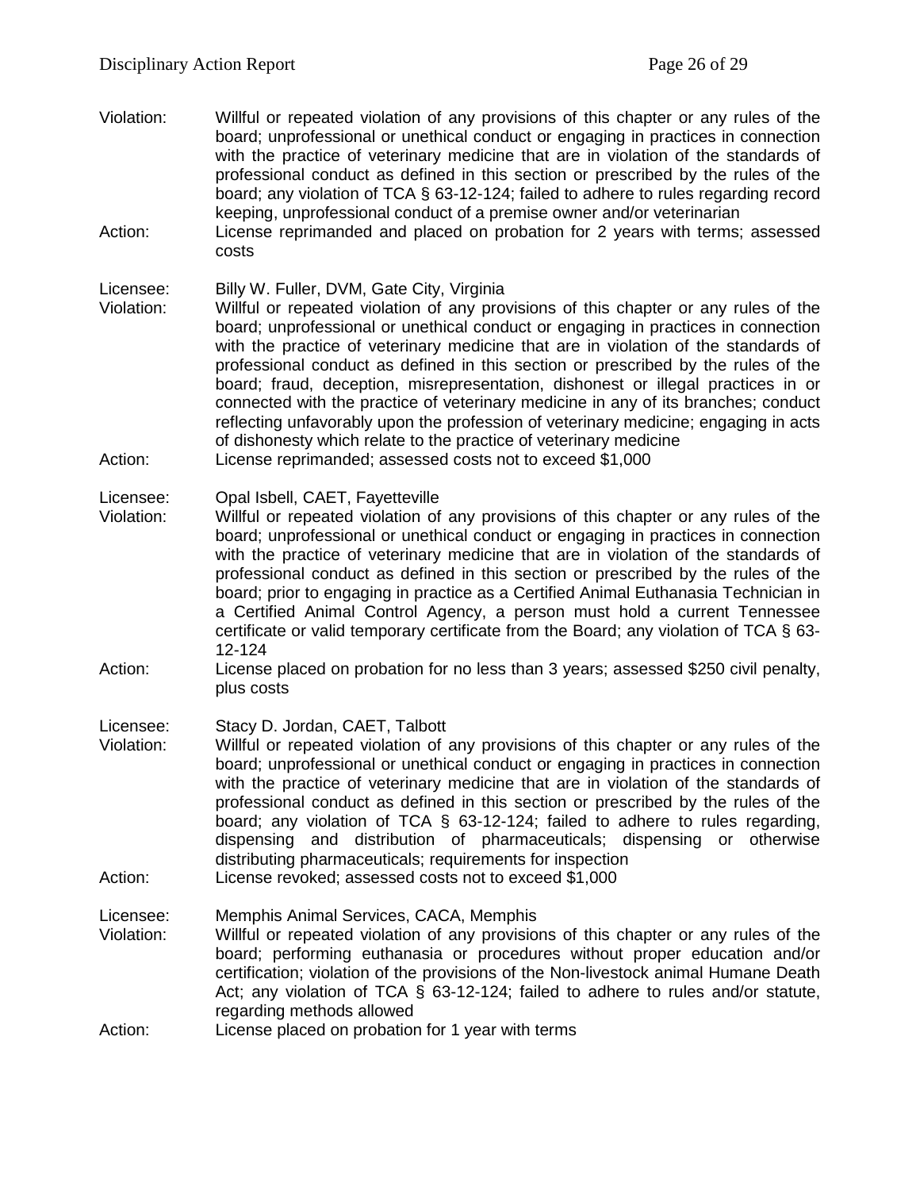Violation: Willful or repeated violation of any provisions of this chapter or any rules of the board; unprofessional or unethical conduct or engaging in practices in connection with the practice of veterinary medicine that are in violation of the standards of professional conduct as defined in this section or prescribed by the rules of the board; any violation of TCA § 63-12-124; failed to adhere to rules regarding record keeping, unprofessional conduct of a premise owner and/or veterinarian

Action: License reprimanded and placed on probation for 2 years with terms; assessed costs

Licensee: Billy W. Fuller, DVM, Gate City, Virginia

Violation: Willful or repeated violation of any provisions of this chapter or any rules of the board; unprofessional or unethical conduct or engaging in practices in connection with the practice of veterinary medicine that are in violation of the standards of professional conduct as defined in this section or prescribed by the rules of the board; fraud, deception, misrepresentation, dishonest or illegal practices in or connected with the practice of veterinary medicine in any of its branches; conduct reflecting unfavorably upon the profession of veterinary medicine; engaging in acts of dishonesty which relate to the practice of veterinary medicine

Action: License reprimanded; assessed costs not to exceed $1,000

Licensee: Opal Isbell, CAET, Fayetteville

Violation: Willful or repeated violation of any provisions of this chapter or any rules of the board; unprofessional or unethical conduct or engaging in practices in connection with the practice of veterinary medicine that are in violation of the standards of professional conduct as defined in this section or prescribed by the rules of the board; prior to engaging in practice as a Certified Animal Euthanasia Technician in a Certified Animal Control Agency, a person must hold a current Tennessee certificate or valid temporary certificate from the Board; any violation of TCA § 63-12-124

Action: License placed on probation for no less than 3 years; assessed $250 civil penalty, plus costs

Licensee: Stacy D. Jordan, CAET, Talbott

Violation: Willful or repeated violation of any provisions of this chapter or any rules of the board; unprofessional or unethical conduct or engaging in practices in connection with the practice of veterinary medicine that are in violation of the standards of professional conduct as defined in this section or prescribed by the rules of the board; any violation of TCA § 63-12-124; failed to adhere to rules regarding, dispensing and distribution of pharmaceuticals; dispensing or otherwise distributing pharmaceuticals; requirements for inspection

Action: License revoked; assessed costs not to exceed $1,000

Licensee: Memphis Animal Services, CACA, Memphis

Violation: Willful or repeated violation of any provisions of this chapter or any rules of the board; performing euthanasia or procedures without proper education and/or certification; violation of the provisions of the Non-livestock animal Humane Death Act; any violation of TCA § 63-12-124; failed to adhere to rules and/or statute, regarding methods allowed

Action: License placed on probation for 1 year with terms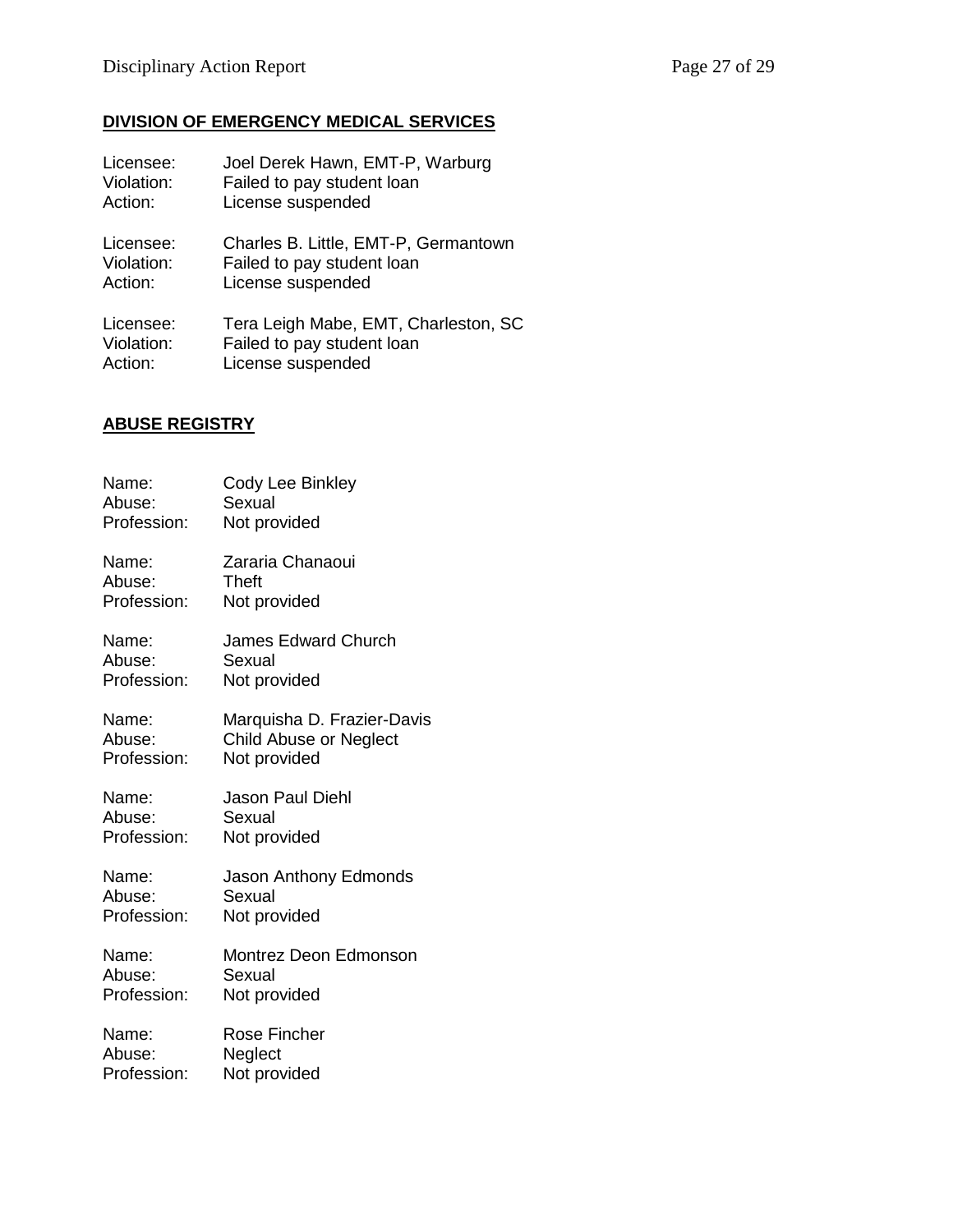## DIVISION OF EMERGENCY MEDICAL SERVICES

Licensee: Joel Derek Hawn, EMT-P, Warburg
Violation: Failed to pay student loan
Action: License suspended

Licensee: Charles B. Little, EMT-P, Germantown
Violation: Failed to pay student loan
Action: License suspended

Licensee: Tera Leigh Mabe, EMT, Charleston, SC
Violation: Failed to pay student loan
Action: License suspended

## ABUSE REGISTRY

Name: Cody Lee Binkley
Abuse: Sexual
Profession: Not provided

Name: Zararia Chanaoui
Abuse: Theft
Profession: Not provided

Name: James Edward Church
Abuse: Sexual
Profession: Not provided

Name: Marquisha D. Frazier-Davis
Abuse: Child Abuse or Neglect
Profession: Not provided

Name: Jason Paul Diehl
Abuse: Sexual
Profession: Not provided

Name: Jason Anthony Edmonds
Abuse: Sexual
Profession: Not provided

Name: Montrez Deon Edmonson
Abuse: Sexual
Profession: Not provided

Name: Rose Fincher
Abuse: Neglect
Profession: Not provided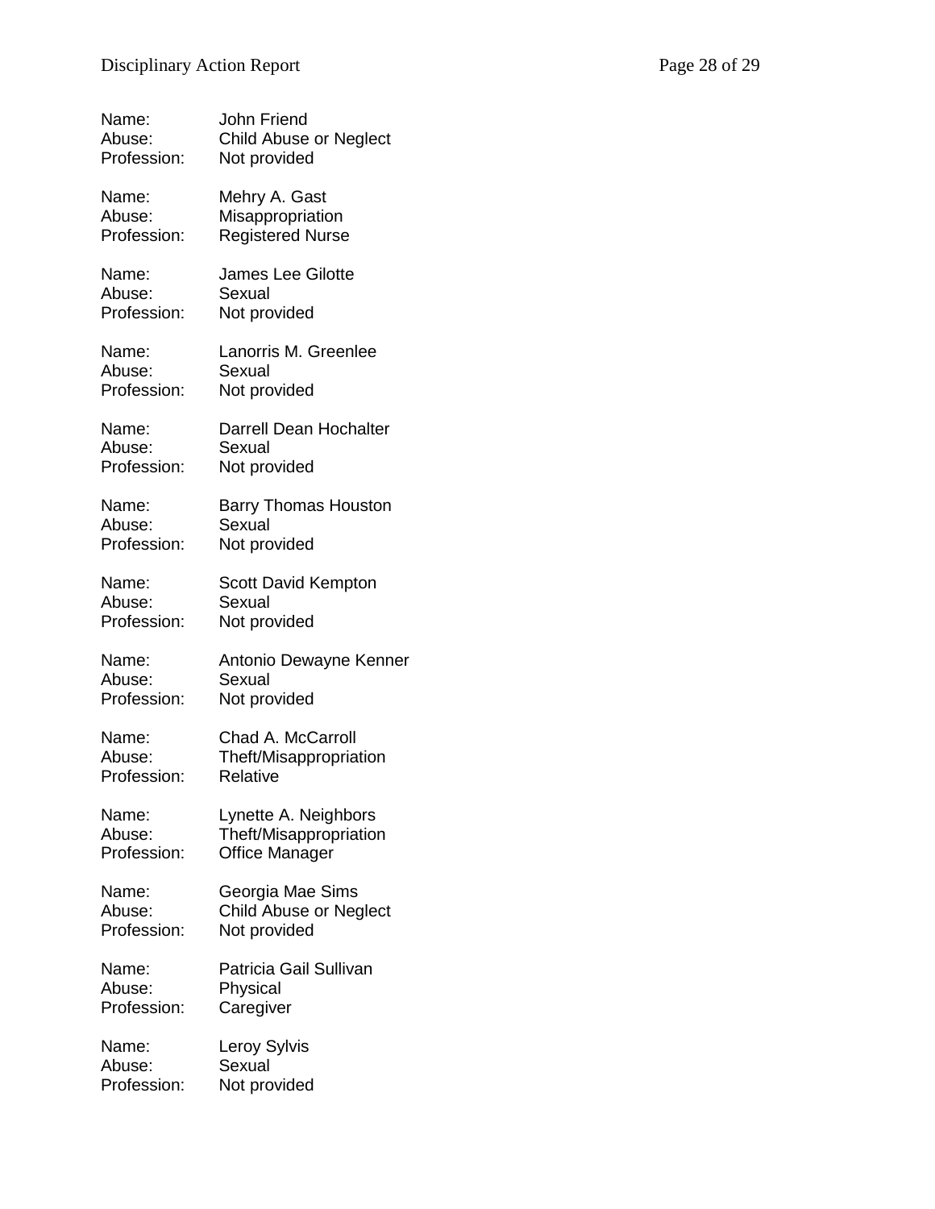Name: John Friend
Abuse: Child Abuse or Neglect
Profession: Not provided

Name: Mehry A. Gast
Abuse: Misappropriation
Profession: Registered Nurse

Name: James Lee Gilotte
Abuse: Sexual
Profession: Not provided

Name: Lanorris M. Greenlee
Abuse: Sexual
Profession: Not provided

Name: Darrell Dean Hochalter
Abuse: Sexual
Profession: Not provided

Name: Barry Thomas Houston
Abuse: Sexual
Profession: Not provided

Name: Scott David Kempton
Abuse: Sexual
Profession: Not provided

Name: Antonio Dewayne Kenner
Abuse: Sexual
Profession: Not provided

Name: Chad A. McCarroll
Abuse: Theft/Misappropriation
Profession: Relative

Name: Lynette A. Neighbors
Abuse: Theft/Misappropriation
Profession: Office Manager

Name: Georgia Mae Sims
Abuse: Child Abuse or Neglect
Profession: Not provided

Name: Patricia Gail Sullivan
Abuse: Physical
Profession: Caregiver

Name: Leroy Sylvis
Abuse: Sexual
Profession: Not provided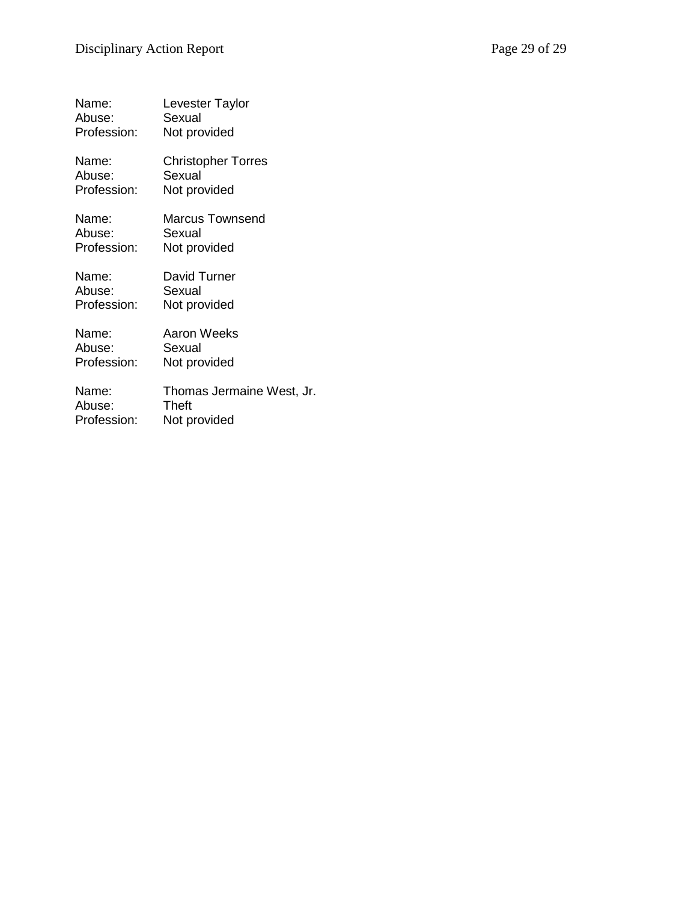Name: Levester Taylor
Abuse: Sexual
Profession: Not provided

Name: Christopher Torres
Abuse: Sexual
Profession: Not provided

Name: Marcus Townsend
Abuse: Sexual
Profession: Not provided

Name: David Turner
Abuse: Sexual
Profession: Not provided

Name: Aaron Weeks
Abuse: Sexual
Profession: Not provided

Name: Thomas Jermaine West, Jr.
Abuse: Theft
Profession: Not provided